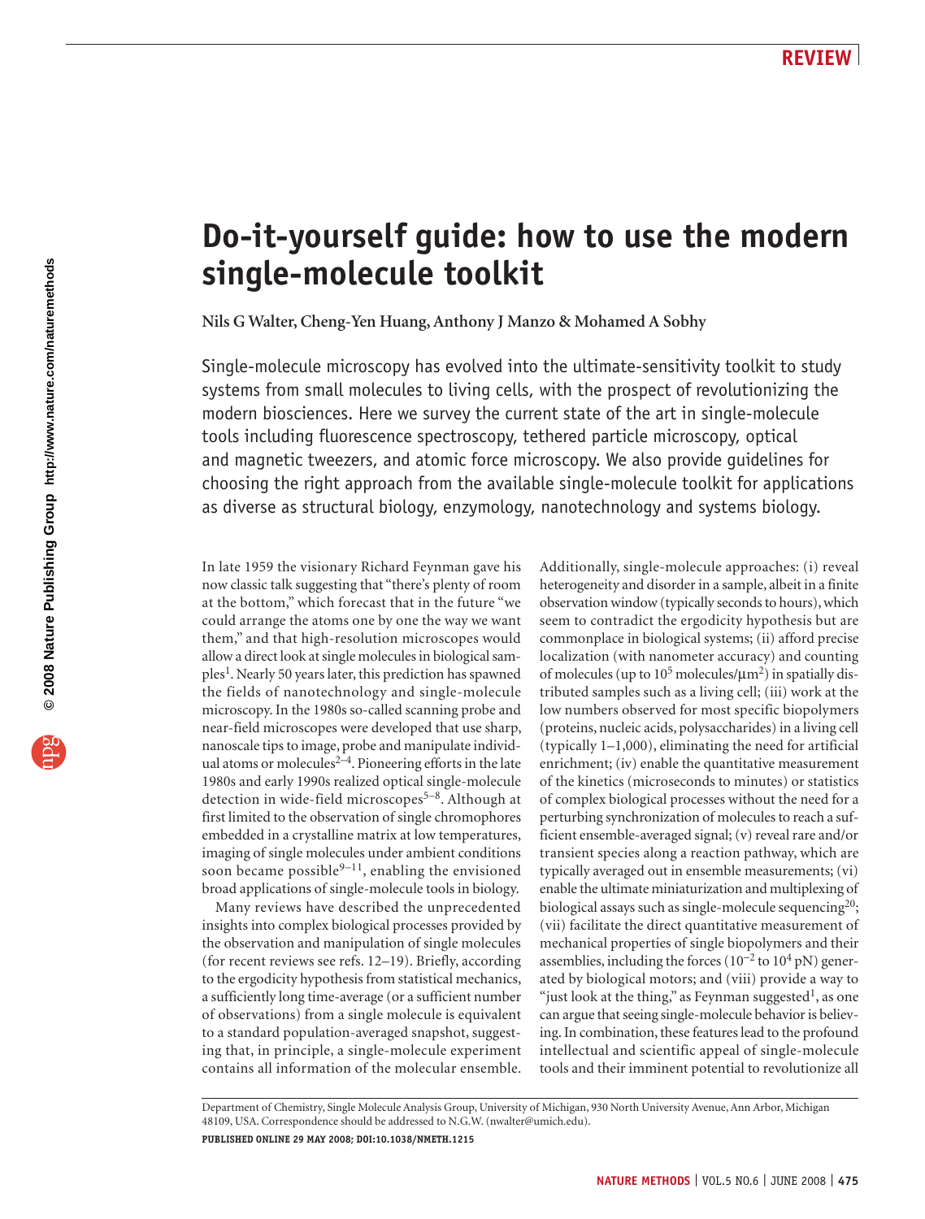REVIEW

# Do-it-yourself guide: how to use the modern single-molecule toolkit

**Nils G Walter, Cheng-Yen Huang, Anthony J Manzo & Mohamed A Sobhy**

Single-molecule microscopy has evolved into the ultimate-sensitivity toolkit to study systems from small molecules to living cells, with the prospect of revolutionizing the modern biosciences. Here we survey the current state of the art in single-molecule tools including fluorescence spectroscopy, tethered particle microscopy, optical and magnetic tweezers, and atomic force microscopy. We also provide guidelines for choosing the right approach from the available single-molecule toolkit for applications as diverse as structural biology, enzymology, nanotechnology and systems biology.

In late 1959 the visionary Richard Feynman gave his now classic talk suggesting that "there's plenty of room at the bottom," which forecast that in the future "we could arrange the atoms one by one the way we want them," and that high-resolution microscopes would allow a direct look at single molecules in biological samples[1]. Nearly 50 years later, this prediction has spawned the fields of nanotechnology and single-molecule microscopy. In the 1980s so-called scanning probe and near-field microscopes were developed that use sharp, nanoscale tips to image, probe and manipulate individual atoms or molecules[2–4]. Pioneering efforts in the late 1980s and early 1990s realized optical single-molecule detection in wide-field microscopes[5–8]. Although at first limited to the observation of single chromophores embedded in a crystalline matrix at low temperatures, imaging of single molecules under ambient conditions soon became possible[9–11], enabling the envisioned broad applications of single-molecule tools in biology.

Many reviews have described the unprecedented insights into complex biological processes provided by the observation and manipulation of single molecules (for recent reviews see refs. 12–19). Briefly, according to the ergodicity hypothesis from statistical mechanics, a sufficiently long time-average (or a sufficient number of observations) from a single molecule is equivalent to a standard population-averaged snapshot, suggesting that, in principle, a single-molecule experiment contains all information of the molecular ensemble. Additionally, single-molecule approaches: (i) reveal heterogeneity and disorder in a sample, albeit in a finite observation window (typically seconds to hours), which seem to contradict the ergodicity hypothesis but are commonplace in biological systems; (ii) afford precise localization (with nanometer accuracy) and counting of molecules (up to $10^5$ molecules/μm$^2$) in spatially distributed samples such as a living cell; (iii) work at the low numbers observed for most specific biopolymers (proteins, nucleic acids, polysaccharides) in a living cell (typically 1–1,000), eliminating the need for artificial enrichment; (iv) enable the quantitative measurement of the kinetics (microseconds to minutes) or statistics of complex biological processes without the need for a perturbing synchronization of molecules to reach a sufficient ensemble-averaged signal; (v) reveal rare and/or transient species along a reaction pathway, which are typically averaged out in ensemble measurements; (vi) enable the ultimate miniaturization and multiplexing of biological assays such as single-molecule sequencing[20]; (vii) facilitate the direct quantitative measurement of mechanical properties of single biopolymers and their assemblies, including the forces ($10^{-2}$ to $10^4$ pN) generated by biological motors; and (viii) provide a way to "just look at the thing," as Feynman suggested[1], as one can argue that seeing single-molecule behavior is believing. In combination, these features lead to the profound intellectual and scientific appeal of single-molecule tools and their imminent potential to revolutionize all

Department of Chemistry, Single Molecule Analysis Group, University of Michigan, 930 North University Avenue, Ann Arbor, Michigan 48109, USA. Correspondence should be addressed to N.G.W. (nwalter@umich.edu).

PUBLISHED ONLINE 29 MAY 2008; DOI:10.1038/NMETH.1215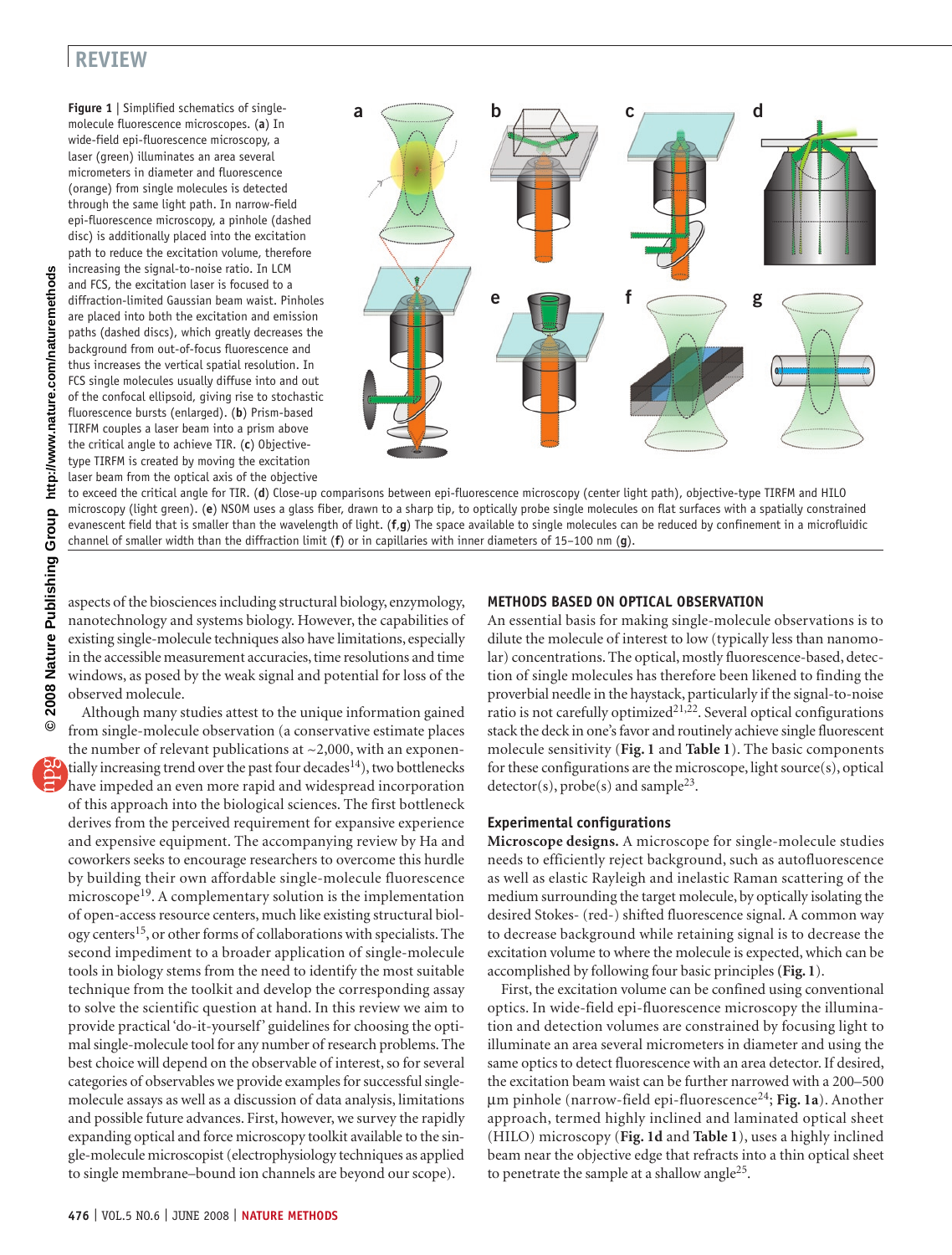**Figure 1 |** Simplified schematics of single-molecule fluorescence microscopes. (**a**) In wide-field epi-fluorescence microscopy, a laser (green) illuminates an area several micrometers in diameter and fluorescence (orange) from single molecules is detected through the same light path. In narrow-field epi-fluorescence microscopy, a pinhole (dashed disc) is additionally placed into the excitation path to reduce the excitation volume, therefore increasing the signal-to-noise ratio. In LCM and FCS, the excitation laser is focused to a diffraction-limited Gaussian beam waist. Pinholes are placed into both the excitation and emission paths (dashed discs), which greatly decreases the background from out-of-focus fluorescence and thus increases the vertical spatial resolution. In FCS single molecules usually diffuse into and out of the confocal ellipsoid, giving rise to stochastic fluorescence bursts (enlarged). (**b**) Prism-based TIRFM couples a laser beam into a prism above the critical angle to achieve TIR. (**c**) Objective-type TIRFM is created by moving the excitation laser beam from the optical axis of the objective to exceed the critical angle for TIR. (**d**) Close-up comparisons between epi-fluorescence microscopy (center light path), objective-type TIRFM and HILO microscopy (light green). (**e**) NSOM uses a glass fiber, drawn to a sharp tip, to optically probe single molecules on flat surfaces with a spatially constrained evanescent field that is smaller than the wavelength of light. (**f**,**g**) The space available to single molecules can be reduced by confinement in a microfluidic channel of smaller width than the diffraction limit (**f**) or in capillaries with inner diameters of 15–100 nm (**g**).

aspects of the biosciences including structural biology, enzymology, nanotechnology and systems biology. However, the capabilities of existing single-molecule techniques also have limitations, especially in the accessible measurement accuracies, time resolutions and time windows, as posed by the weak signal and potential for loss of the observed molecule.

Although many studies attest to the unique information gained from single-molecule observation (a conservative estimate places the number of relevant publications at ~2,000, with an exponentially increasing trend over the past four decades[14]), two bottlenecks have impeded an even more rapid and widespread incorporation of this approach into the biological sciences. The first bottleneck derives from the perceived requirement for expansive experience and expensive equipment. The accompanying review by Ha and coworkers seeks to encourage researchers to overcome this hurdle by building their own affordable single-molecule fluorescence microscope[19]. A complementary solution is the implementation of open-access resource centers, much like existing structural biology centers[15], or other forms of collaborations with specialists. The second impediment to a broader application of single-molecule tools in biology stems from the need to identify the most suitable technique from the toolkit and develop the corresponding assay to solve the scientific question at hand. In this review we aim to provide practical 'do-it-yourself' guidelines for choosing the optimal single-molecule tool for any number of research problems. The best choice will depend on the observable of interest, so for several categories of observables we provide examples for successful single-molecule assays as well as a discussion of data analysis, limitations and possible future advances. First, however, we survey the rapidly expanding optical and force microscopy toolkit available to the single-molecule microscopist (electrophysiology techniques as applied to single membrane–bound ion channels are beyond our scope).

## METHODS BASED ON OPTICAL OBSERVATION

An essential basis for making single-molecule observations is to dilute the molecule of interest to low (typically less than nanomolar) concentrations. The optical, mostly fluorescence-based, detection of single molecules has therefore been likened to finding the proverbial needle in the haystack, particularly if the signal-to-noise ratio is not carefully optimized[21,22]. Several optical configurations stack the deck in one's favor and routinely achieve single fluorescent molecule sensitivity (**Fig. 1** and **Table 1**). The basic components for these configurations are the microscope, light source(s), optical detector(s), probe(s) and sample[23].

### Experimental configurations

**Microscope designs.** A microscope for single-molecule studies needs to efficiently reject background, such as autofluorescence as well as elastic Rayleigh and inelastic Raman scattering of the medium surrounding the target molecule, by optically isolating the desired Stokes- (red-) shifted fluorescence signal. A common way to decrease background while retaining signal is to decrease the excitation volume to where the molecule is expected, which can be accomplished by following four basic principles (**Fig. 1**).

First, the excitation volume can be confined using conventional optics. In wide-field epi-fluorescence microscopy the illumination and detection volumes are constrained by focusing light to illuminate an area several micrometers in diameter and using the same optics to detect fluorescence with an area detector. If desired, the excitation beam waist can be further narrowed with a 200–500 μm pinhole (narrow-field epi-fluorescence[24]; **Fig. 1a**). Another approach, termed highly inclined and laminated optical sheet (HILO) microscopy (**Fig. 1d** and **Table 1**), uses a highly inclined beam near the objective edge that refracts into a thin optical sheet to penetrate the sample at a shallow angle[25].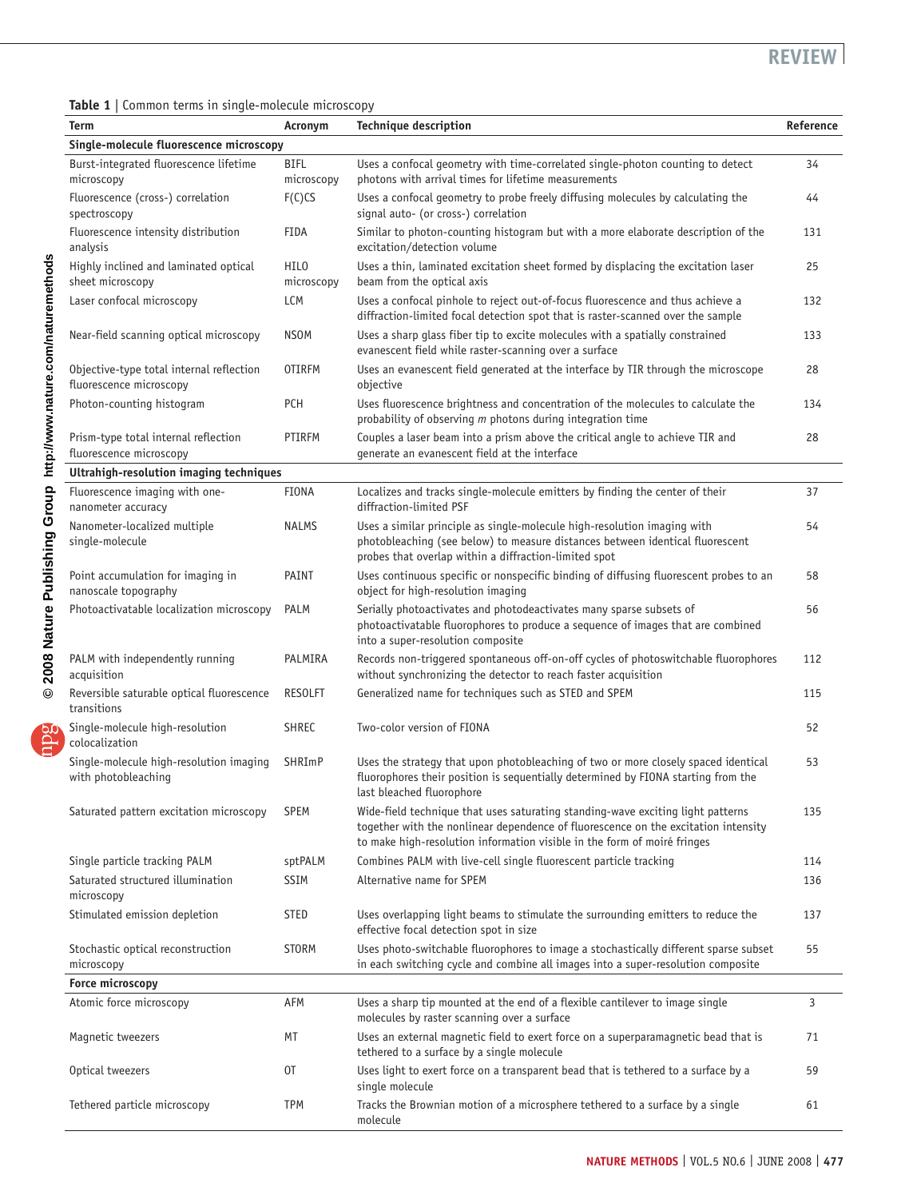**Table 1** | Common terms in single-molecule microscopy

| Term | Acronym | Technique description | Reference |
|---|---|---|---|
| **Single-molecule fluorescence microscopy** | | | |
| Burst-integrated fluorescence lifetime microscopy | BIFL microscopy | Uses a confocal geometry with time-correlated single-photon counting to detect photons with arrival times for lifetime measurements | 34 |
| Fluorescence (cross-) correlation spectroscopy | F(C)CS | Uses a confocal geometry to probe freely diffusing molecules by calculating the signal auto- (or cross-) correlation | 44 |
| Fluorescence intensity distribution analysis | FIDA | Similar to photon-counting histogram but with a more elaborate description of the excitation/detection volume | 131 |
| Highly inclined and laminated optical sheet microscopy | HILO microscopy | Uses a thin, laminated excitation sheet formed by displacing the excitation laser beam from the optical axis | 25 |
| Laser confocal microscopy | LCM | Uses a confocal pinhole to reject out-of-focus fluorescence and thus achieve a diffraction-limited focal detection spot that is raster-scanned over the sample | 132 |
| Near-field scanning optical microscopy | NSOM | Uses a sharp glass fiber tip to excite molecules with a spatially constrained evanescent field while raster-scanning over a surface | 133 |
| Objective-type total internal reflection fluorescence microscopy | OTIRFM | Uses an evanescent field generated at the interface by TIR through the microscope objective | 28 |
| Photon-counting histogram | PCH | Uses fluorescence brightness and concentration of the molecules to calculate the probability of observing *m* photons during integration time | 134 |
| Prism-type total internal reflection fluorescence microscopy | PTIRFM | Couples a laser beam into a prism above the critical angle to achieve TIR and generate an evanescent field at the interface | 28 |
| **Ultrahigh-resolution imaging techniques** | | | |
| Fluorescence imaging with one-nanometer accuracy | FIONA | Localizes and tracks single-molecule emitters by finding the center of their diffraction-limited PSF | 37 |
| Nanometer-localized multiple single-molecule | NALMS | Uses a similar principle as single-molecule high-resolution imaging with photobleaching (see below) to measure distances between identical fluorescent probes that overlap within a diffraction-limited spot | 54 |
| Point accumulation for imaging in nanoscale topography | PAINT | Uses continuous specific or nonspecific binding of diffusing fluorescent probes to an object for high-resolution imaging | 58 |
| Photoactivatable localization microscopy | PALM | Serially photoactivates and photodeactivates many sparse subsets of photoactivatable fluorophores to produce a sequence of images that are combined into a super-resolution composite | 56 |
| PALM with independently running acquisition | PALMIRA | Records non-triggered spontaneous off-on-off cycles of photoswitchable fluorophores without synchronizing the detector to reach faster acquisition | 112 |
| Reversible saturable optical fluorescence transitions | RESOLFT | Generalized name for techniques such as STED and SPEM | 115 |
| Single-molecule high-resolution colocalization | SHREC | Two-color version of FIONA | 52 |
| Single-molecule high-resolution imaging with photobleaching | SHRImP | Uses the strategy that upon photobleaching of two or more closely spaced identical fluorophores their position is sequentially determined by FIONA starting from the last bleached fluorophore | 53 |
| Saturated pattern excitation microscopy | SPEM | Wide-field technique that uses saturating standing-wave exciting light patterns together with the nonlinear dependence of fluorescence on the excitation intensity to make high-resolution information visible in the form of moiré fringes | 135 |
| Single particle tracking PALM | sptPALM | Combines PALM with live-cell single fluorescent particle tracking | 114 |
| Saturated structured illumination microscopy | SSIM | Alternative name for SPEM | 136 |
| Stimulated emission depletion | STED | Uses overlapping light beams to stimulate the surrounding emitters to reduce the effective focal detection spot in size | 137 |
| Stochastic optical reconstruction microscopy | STORM | Uses photo-switchable fluorophores to image a stochastically different sparse subset in each switching cycle and combine all images into a super-resolution composite | 55 |
| **Force microscopy** | | | |
| Atomic force microscopy | AFM | Uses a sharp tip mounted at the end of a flexible cantilever to image single molecules by raster scanning over a surface | 3 |
| Magnetic tweezers | MT | Uses an external magnetic field to exert force on a superparamagnetic bead that is tethered to a surface by a single molecule | 71 |
| Optical tweezers | OT | Uses light to exert force on a transparent bead that is tethered to a surface by a single molecule | 59 |
| Tethered particle microscopy | TPM | Tracks the Brownian motion of a microsphere tethered to a surface by a single molecule | 61 |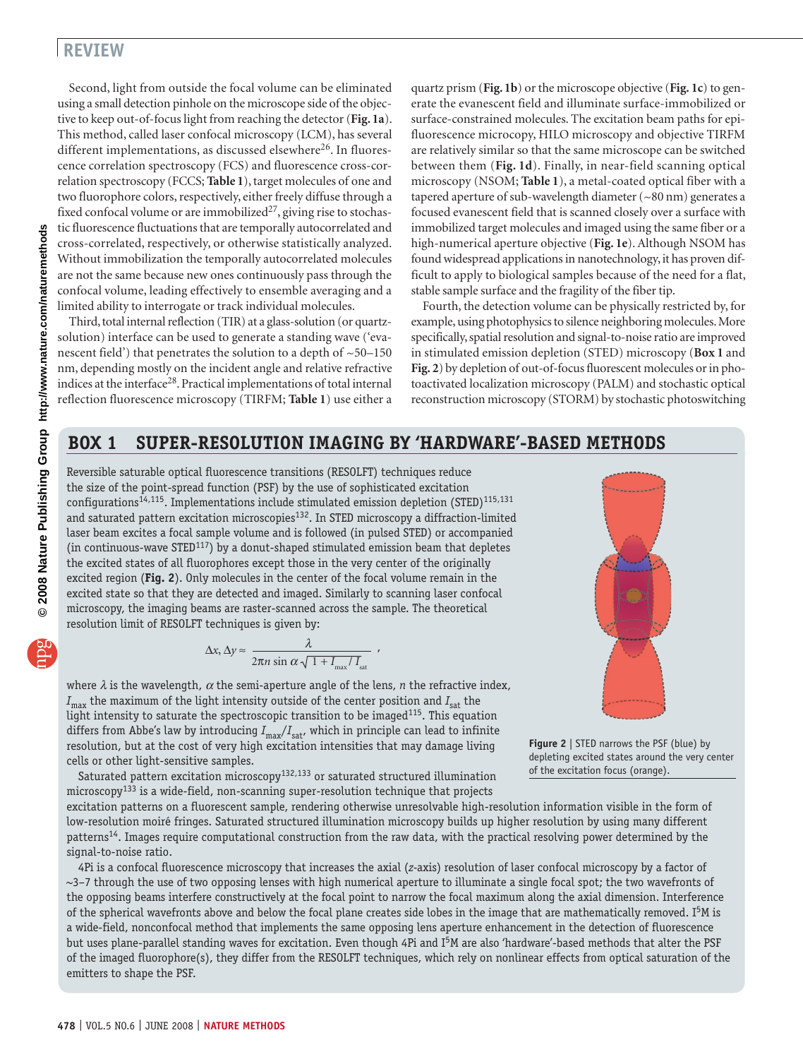Second, light from outside the focal volume can be eliminated using a small detection pinhole on the microscope side of the objective to keep out-of-focus light from reaching the detector (**Fig. 1a**). This method, called laser confocal microscopy (LCM), has several different implementations, as discussed elsewhere[26]. In fluorescence correlation spectroscopy (FCS) and fluorescence cross-correlation spectroscopy (FCCS; **Table 1**), target molecules of one and two fluorophore colors, respectively, either freely diffuse through a fixed confocal volume or are immobilized[27], giving rise to stochastic fluorescence fluctuations that are temporally autocorrelated and cross-correlated, respectively, or otherwise statistically analyzed. Without immobilization the temporally autocorrelated molecules are not the same because new ones continuously pass through the confocal volume, leading effectively to ensemble averaging and a limited ability to interrogate or track individual molecules.

Third, total internal reflection (TIR) at a glass-solution (or quartz-solution) interface can be used to generate a standing wave ('evanescent field') that penetrates the solution to a depth of ~50–150 nm, depending mostly on the incident angle and relative refractive indices at the interface[28]. Practical implementations of total internal reflection fluorescence microscopy (TIRFM; **Table 1**) use either a quartz prism (**Fig. 1b**) or the microscope objective (**Fig. 1c**) to generate the evanescent field and illuminate surface-immobilized or surface-constrained molecules. The excitation beam paths for epi-fluorescence microcopy, HILO microscopy and objective TIRFM are relatively similar so that the same microscope can be switched between them (**Fig. 1d**). Finally, in near-field scanning optical microscopy (NSOM; **Table 1**), a metal-coated optical fiber with a tapered aperture of sub-wavelength diameter (~80 nm) generates a focused evanescent field that is scanned closely over a surface with immobilized target molecules and imaged using the same fiber or a high-numerical aperture objective (**Fig. 1e**). Although NSOM has found widespread applications in nanotechnology, it has proven difficult to apply to biological samples because of the need for a flat, stable sample surface and the fragility of the fiber tip.

Fourth, the detection volume can be physically restricted by, for example, using photophysics to silence neighboring molecules. More specifically, spatial resolution and signal-to-noise ratio are improved in stimulated emission depletion (STED) microscopy (**Box 1** and **Fig. 2**) by depletion of out-of-focus fluorescent molecules or in photoactivated localization microscopy (PALM) and stochastic optical reconstruction microscopy (STORM) by stochastic photoswitching

## BOX 1 SUPER-RESOLUTION IMAGING BY 'HARDWARE'-BASED METHODS

Reversible saturable optical fluorescence transitions (RESOLFT) techniques reduce the size of the point-spread function (PSF) by the use of sophisticated excitation configurations[14,115]. Implementations include stimulated emission depletion (STED)[115,131] and saturated pattern excitation microscopies[132]. In STED microscopy a diffraction-limited laser beam excites a focal sample volume and is followed (in pulsed STED) or accompanied (in continuous-wave STED[117]) by a donut-shaped stimulated emission beam that depletes the excited states of all fluorophores except those in the very center of the originally excited region (**Fig. 2**). Only molecules in the center of the focal volume remain in the excited state so that they are detected and imaged. Similarly to scanning laser confocal microscopy, the imaging beams are raster-scanned across the sample. The theoretical resolution limit of RESOLFT techniques is given by:

$$\Delta x, \Delta y \approx \frac{\lambda}{2\pi n \sin \alpha \sqrt{1 + I_{max}/I_{sat}}},$$

where $\lambda$ is the wavelength, $\alpha$ the semi-aperture angle of the lens, $n$ the refractive index, $I_{max}$ the maximum of the light intensity outside of the center position and $I_{sat}$ the light intensity to saturate the spectroscopic transition to be imaged[115]. This equation differs from Abbe's law by introducing $I_{max}/I_{sat}$, which in principle can lead to infinite resolution, but at the cost of very high excitation intensities that may damage living cells or other light-sensitive samples.

Saturated pattern excitation microscopy[132,133] or saturated structured illumination microscopy[133] is a wide-field, non-scanning super-resolution technique that projects excitation patterns on a fluorescent sample, rendering otherwise unresolvable high-resolution information visible in the form of low-resolution moiré fringes. Saturated structured illumination microscopy builds up higher resolution by using many different patterns[14]. Images require computational construction from the raw data, with the practical resolving power determined by the signal-to-noise ratio.

4Pi is a confocal fluorescence microscopy that increases the axial ($z$-axis) resolution of laser confocal microscopy by a factor of ~3–7 through the use of two opposing lenses with high numerical aperture to illuminate a single focal spot; the two wavefronts of the opposing beams interfere constructively at the focal point to narrow the focal maximum along the axial dimension. Interference of the spherical wavefronts above and below the focal plane creates side lobes in the image that are mathematically removed. $I^5M$ is a wide-field, nonconfocal method that implements the same opposing lens aperture enhancement in the detection of fluorescence but uses plane-parallel standing waves for excitation. Even though 4Pi and $I^5M$ are also 'hardware'-based methods that alter the PSF of the imaged fluorophore(s), they differ from the RESOLFT techniques, which rely on nonlinear effects from optical saturation of the emitters to shape the PSF.

**Figure 2** | STED narrows the PSF (blue) by depleting excited states around the very center of the excitation focus (orange).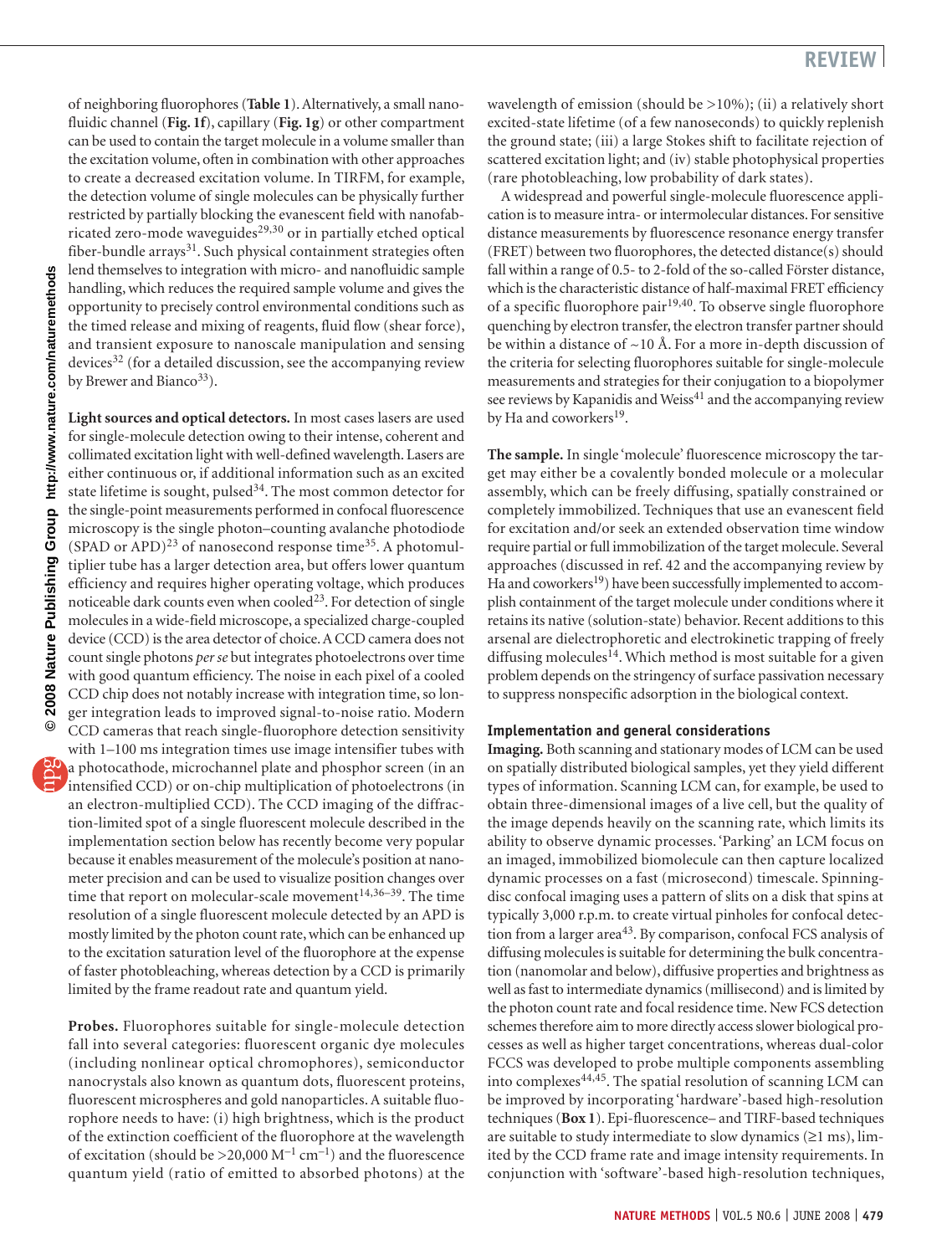of neighboring fluorophores (**Table 1**). Alternatively, a small nanofluidic channel (**Fig. 1f**), capillary (**Fig. 1g**) or other compartment can be used to contain the target molecule in a volume smaller than the excitation volume, often in combination with other approaches to create a decreased excitation volume. In TIRFM, for example, the detection volume of single molecules can be physically further restricted by partially blocking the evanescent field with nanofabricated zero-mode waveguides[29,30] or in partially etched optical fiber-bundle arrays[31]. Such physical containment strategies often lend themselves to integration with micro- and nanofluidic sample handling, which reduces the required sample volume and gives the opportunity to precisely control environmental conditions such as the timed release and mixing of reagents, fluid flow (shear force), and transient exposure to nanoscale manipulation and sensing devices[32] (for a detailed discussion, see the accompanying review by Brewer and Bianco[33]).

**Light sources and optical detectors.** In most cases lasers are used for single-molecule detection owing to their intense, coherent and collimated excitation light with well-defined wavelength. Lasers are either continuous or, if additional information such as an excited state lifetime is sought, pulsed[34]. The most common detector for the single-point measurements performed in confocal fluorescence microscopy is the single photon–counting avalanche photodiode (SPAD or APD)[23] of nanosecond response time[35]. A photomultiplier tube has a larger detection area, but offers lower quantum efficiency and requires higher operating voltage, which produces noticeable dark counts even when cooled[23]. For detection of single molecules in a wide-field microscope, a specialized charge-coupled device (CCD) is the area detector of choice. A CCD camera does not count single photons *per se* but integrates photoelectrons over time with good quantum efficiency. The noise in each pixel of a cooled CCD chip does not notably increase with integration time, so longer integration leads to improved signal-to-noise ratio. Modern CCD cameras that reach single-fluorophore detection sensitivity with 1–100 ms integration times use image intensifier tubes with a photocathode, microchannel plate and phosphor screen (in an intensified CCD) or on-chip multiplication of photoelectrons (in an electron-multiplied CCD). The CCD imaging of the diffraction-limited spot of a single fluorescent molecule described in the implementation section below has recently become very popular because it enables measurement of the molecule's position at nanometer precision and can be used to visualize position changes over time that report on molecular-scale movement[14,36–39]. The time resolution of a single fluorescent molecule detected by an APD is mostly limited by the photon count rate, which can be enhanced up to the excitation saturation level of the fluorophore at the expense of faster photobleaching, whereas detection by a CCD is primarily limited by the frame readout rate and quantum yield.

**Probes.** Fluorophores suitable for single-molecule detection fall into several categories: fluorescent organic dye molecules (including nonlinear optical chromophores), semiconductor nanocrystals also known as quantum dots, fluorescent proteins, fluorescent microspheres and gold nanoparticles. A suitable fluorophore needs to have: (i) high brightness, which is the product of the extinction coefficient of the fluorophore at the wavelength of excitation (should be >20,000 $M^{-1}$ $cm^{-1}$) and the fluorescence quantum yield (ratio of emitted to absorbed photons) at the wavelength of emission (should be >10%); (ii) a relatively short excited-state lifetime (of a few nanoseconds) to quickly replenish the ground state; (iii) a large Stokes shift to facilitate rejection of scattered excitation light; and (iv) stable photophysical properties (rare photobleaching, low probability of dark states).

A widespread and powerful single-molecule fluorescence application is to measure intra- or intermolecular distances. For sensitive distance measurements by fluorescence resonance energy transfer (FRET) between two fluorophores, the detected distance(s) should fall within a range of 0.5- to 2-fold of the so-called Förster distance, which is the characteristic distance of half-maximal FRET efficiency of a specific fluorophore pair[19,40]. To observe single fluorophore quenching by electron transfer, the electron transfer partner should be within a distance of ~10 Å. For a more in-depth discussion of the criteria for selecting fluorophores suitable for single-molecule measurements and strategies for their conjugation to a biopolymer see reviews by Kapanidis and Weiss[41] and the accompanying review by Ha and coworkers[19].

**The sample.** In single 'molecule' fluorescence microscopy the target may either be a covalently bonded molecule or a molecular assembly, which can be freely diffusing, spatially constrained or completely immobilized. Techniques that use an evanescent field for excitation and/or seek an extended observation time window require partial or full immobilization of the target molecule. Several approaches (discussed in ref. 42 and the accompanying review by Ha and coworkers[19]) have been successfully implemented to accomplish containment of the target molecule under conditions where it retains its native (solution-state) behavior. Recent additions to this arsenal are dielectrophoretic and electrokinetic trapping of freely diffusing molecules[14]. Which method is most suitable for a given problem depends on the stringency of surface passivation necessary to suppress nonspecific adsorption in the biological context.

## Implementation and general considerations

**Imaging.** Both scanning and stationary modes of LCM can be used on spatially distributed biological samples, yet they yield different types of information. Scanning LCM can, for example, be used to obtain three-dimensional images of a live cell, but the quality of the image depends heavily on the scanning rate, which limits its ability to observe dynamic processes. 'Parking' an LCM focus on an imaged, immobilized biomolecule can then capture localized dynamic processes on a fast (microsecond) timescale. Spinning-disc confocal imaging uses a pattern of slits on a disk that spins at typically 3,000 r.p.m. to create virtual pinholes for confocal detection from a larger area[43]. By comparison, confocal FCS analysis of diffusing molecules is suitable for determining the bulk concentration (nanomolar and below), diffusive properties and brightness as well as fast to intermediate dynamics (millisecond) and is limited by the photon count rate and focal residence time. New FCS detection schemes therefore aim to more directly access slower biological processes as well as higher target concentrations, whereas dual-color FCCS was developed to probe multiple components assembling into complexes[44,45]. The spatial resolution of scanning LCM can be improved by incorporating 'hardware'-based high-resolution techniques (**Box 1**). Epi-fluorescence– and TIRF-based techniques are suitable to study intermediate to slow dynamics (≥1 ms), limited by the CCD frame rate and image intensity requirements. In conjunction with 'software'-based high-resolution techniques,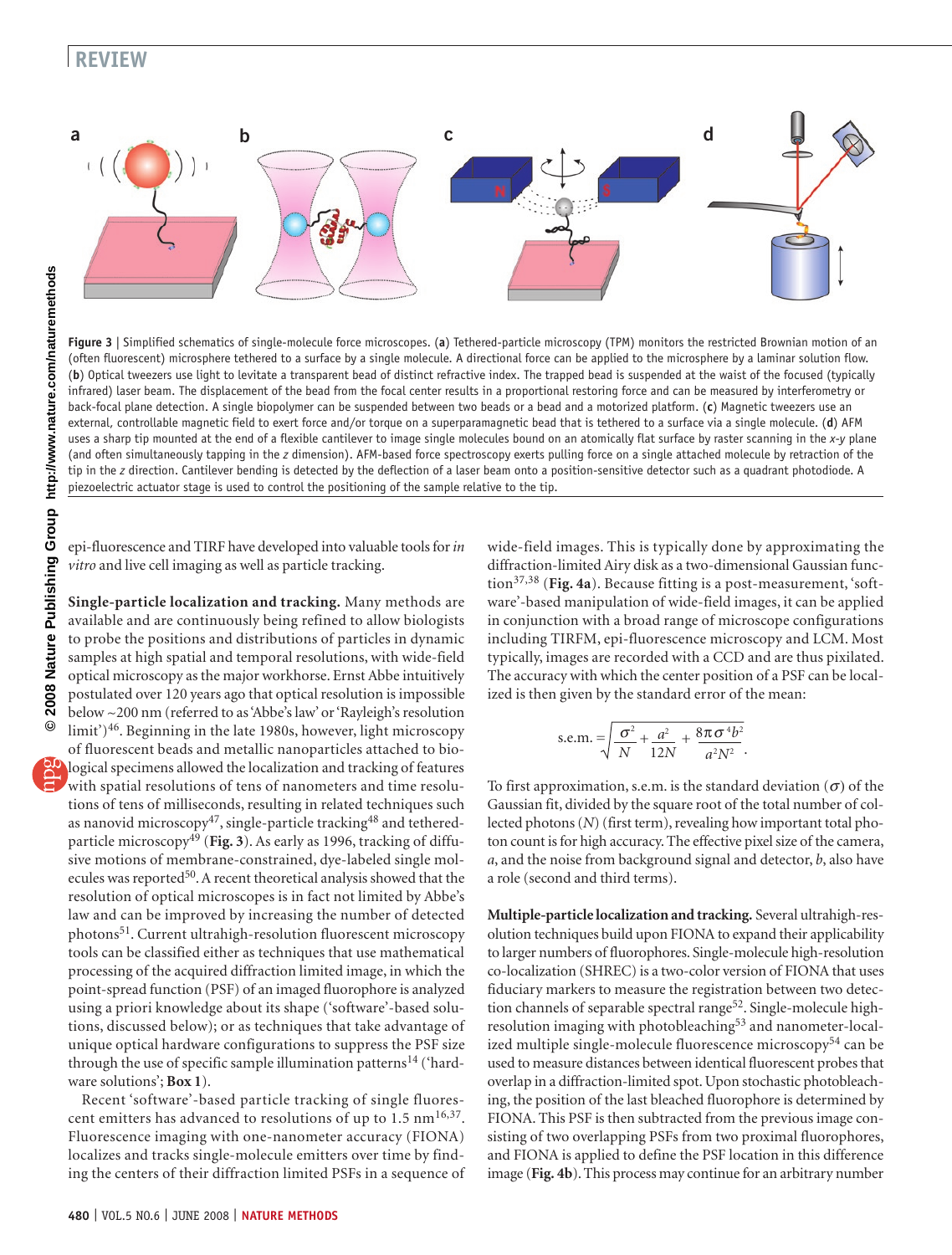Figure 3 | Simplified schematics of single-molecule force microscopes. (**a**) Tethered-particle microscopy (TPM) monitors the restricted Brownian motion of an (often fluorescent) microsphere tethered to a surface by a single molecule. A directional force can be applied to the microsphere by a laminar solution flow. (**b**) Optical tweezers use light to levitate a transparent bead of distinct refractive index. The trapped bead is suspended at the waist of the focused (typically infrared) laser beam. The displacement of the bead from the focal center results in a proportional restoring force and can be measured by interferometry or back-focal plane detection. A single biopolymer can be suspended between two beads or a bead and a motorized platform. (**c**) Magnetic tweezers use an external, controllable magnetic field to exert force and/or torque on a superparamagnetic bead that is tethered to a surface via a single molecule. (**d**) AFM uses a sharp tip mounted at the end of a flexible cantilever to image single molecules bound on an atomically flat surface by raster scanning in the *x-y* plane (and often simultaneously tapping in the *z* dimension). AFM-based force spectroscopy exerts pulling force on a single attached molecule by retraction of the tip in the *z* direction. Cantilever bending is detected by the deflection of a laser beam onto a position-sensitive detector such as a quadrant photodiode. A piezoelectric actuator stage is used to control the positioning of the sample relative to the tip.

epi-fluorescence and TIRF have developed into valuable tools for *in vitro* and live cell imaging as well as particle tracking.

**Single-particle localization and tracking.** Many methods are available and are continuously being refined to allow biologists to probe the positions and distributions of particles in dynamic samples at high spatial and temporal resolutions, with wide-field optical microscopy as the major workhorse. Ernst Abbe intuitively postulated over 120 years ago that optical resolution is impossible below ~200 nm (referred to as 'Abbe's law' or 'Rayleigh's resolution limit')[46]. Beginning in the late 1980s, however, light microscopy of fluorescent beads and metallic nanoparticles attached to biological specimens allowed the localization and tracking of features with spatial resolutions of tens of nanometers and time resolutions of tens of milliseconds, resulting in related techniques such as nanovid microscopy[47], single-particle tracking[48] and tethered-particle microscopy[49] (**Fig. 3**). As early as 1996, tracking of diffusive motions of membrane-constrained, dye-labeled single molecules was reported[50]. A recent theoretical analysis showed that the resolution of optical microscopes is in fact not limited by Abbe's law and can be improved by increasing the number of detected photons[51]. Current ultrahigh-resolution fluorescent microscopy tools can be classified either as techniques that use mathematical processing of the acquired diffraction limited image, in which the point-spread function (PSF) of an imaged fluorophore is analyzed using a priori knowledge about its shape ('software'-based solutions, discussed below); or as techniques that take advantage of unique optical hardware configurations to suppress the PSF size through the use of specific sample illumination patterns[14] ('hardware solutions'; **Box 1**).

Recent 'software'-based particle tracking of single fluorescent emitters has advanced to resolutions of up to 1.5 nm[16,37]. Fluorescence imaging with one-nanometer accuracy (FIONA) localizes and tracks single-molecule emitters over time by finding the centers of their diffraction limited PSFs in a sequence of wide-field images. This is typically done by approximating the diffraction-limited Airy disk as a two-dimensional Gaussian function[37,38] (**Fig. 4a**). Because fitting is a post-measurement, 'software'-based manipulation of wide-field images, it can be applied in conjunction with a broad range of microscope configurations including TIRFM, epi-fluorescence microscopy and LCM. Most typically, images are recorded with a CCD and are thus pixilated. The accuracy with which the center position of a PSF can be localized is then given by the standard error of the mean:

$$\text{s.e.m.} = \sqrt{\frac{\sigma^2}{N} + \frac{a^2}{12N} + \frac{8\pi\sigma^4 b^2}{a^2N^2}}\,.$$

To first approximation, s.e.m. is the standard deviation ($\sigma$) of the Gaussian fit, divided by the square root of the total number of collected photons ($N$) (first term), revealing how important total photon count is for high accuracy. The effective pixel size of the camera, $a$, and the noise from background signal and detector, $b$, also have a role (second and third terms).

**Multiple-particle localization and tracking.** Several ultrahigh-resolution techniques build upon FIONA to expand their applicability to larger numbers of fluorophores. Single-molecule high-resolution co-localization (SHREC) is a two-color version of FIONA that uses fiduciary markers to measure the registration between two detection channels of separable spectral range[52]. Single-molecule high-resolution imaging with photobleaching[53] and nanometer-localized multiple single-molecule fluorescence microscopy[54] can be used to measure distances between identical fluorescent probes that overlap in a diffraction-limited spot. Upon stochastic photobleaching, the position of the last bleached fluorophore is determined by FIONA. This PSF is then subtracted from the previous image consisting of two overlapping PSFs from two proximal fluorophores, and FIONA is applied to define the PSF location in this difference image (**Fig. 4b**). This process may continue for an arbitrary number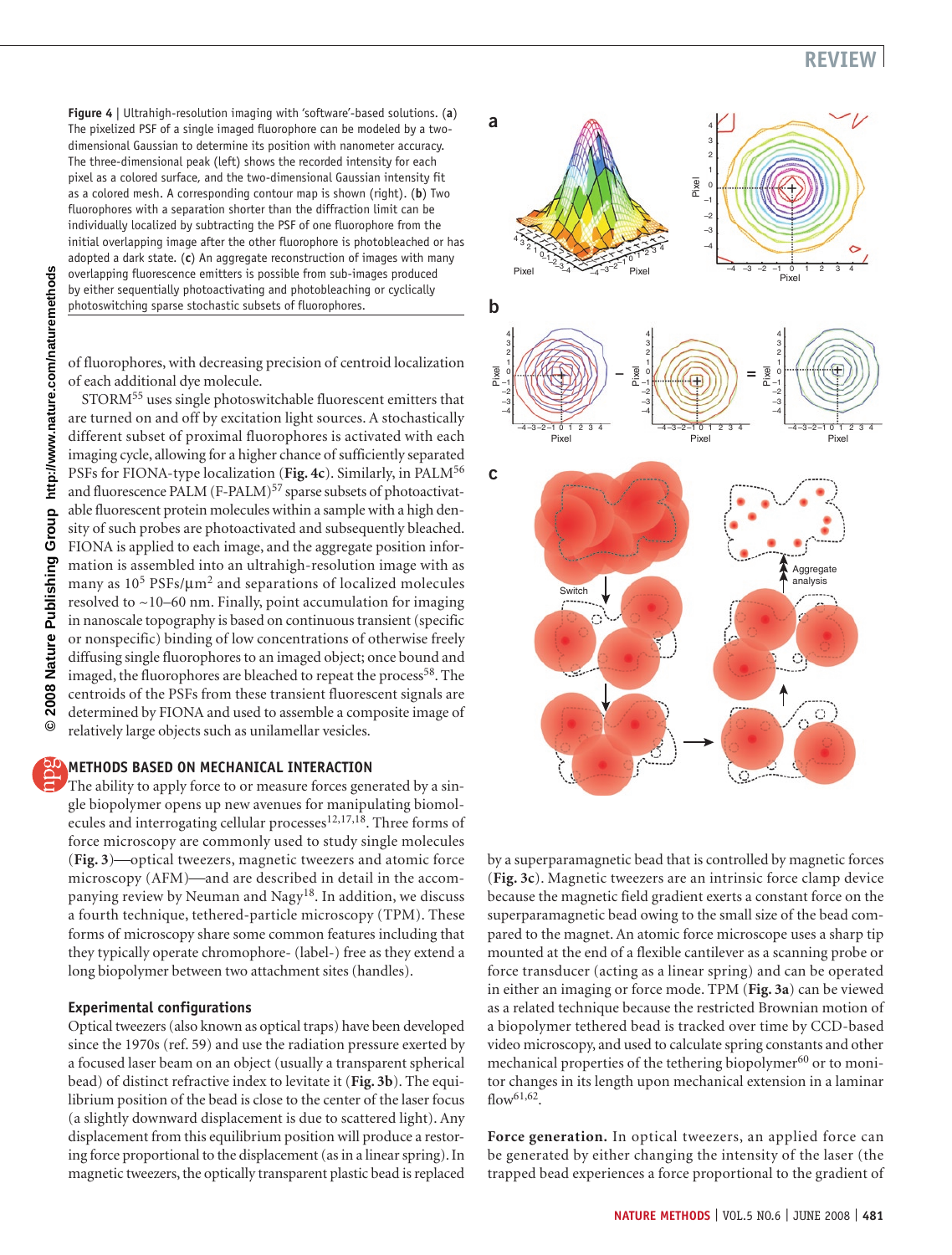**Figure 4** | Ultrahigh-resolution imaging with 'software'-based solutions. (**a**) The pixelized PSF of a single imaged fluorophore can be modeled by a two-dimensional Gaussian to determine its position with nanometer accuracy. The three-dimensional peak (left) shows the recorded intensity for each pixel as a colored surface, and the two-dimensional Gaussian intensity fit as a colored mesh. A corresponding contour map is shown (right). (**b**) Two fluorophores with a separation shorter than the diffraction limit can be individually localized by subtracting the PSF of one fluorophore from the initial overlapping image after the other fluorophore is photobleached or has adopted a dark state. (**c**) An aggregate reconstruction of images with many overlapping fluorescence emitters is possible from sub-images produced by either sequentially photoactivating and photobleaching or cyclically photoswitching sparse stochastic subsets of fluorophores.

of fluorophores, with decreasing precision of centroid localization of each additional dye molecule.

STORM[55] uses single photoswitchable fluorescent emitters that are turned on and off by excitation light sources. A stochastically different subset of proximal fluorophores is activated with each imaging cycle, allowing for a higher chance of sufficiently separated PSFs for FIONA-type localization (**Fig. 4c**). Similarly, in PALM[56] and fluorescence PALM (F-PALM)[57] sparse subsets of photoactivatable fluorescent protein molecules within a sample with a high density of such probes are photoactivated and subsequently bleached. FIONA is applied to each image, and the aggregate position information is assembled into an ultrahigh-resolution image with as many as $10^5$ PSFs/μm$^2$ and separations of localized molecules resolved to ~10–60 nm. Finally, point accumulation for imaging in nanoscale topography is based on continuous transient (specific or nonspecific) binding of low concentrations of otherwise freely diffusing single fluorophores to an imaged object; once bound and imaged, the fluorophores are bleached to repeat the process[58]. The centroids of the PSFs from these transient fluorescent signals are determined by FIONA and used to assemble a composite image of relatively large objects such as unilamellar vesicles.

## METHODS BASED ON MECHANICAL INTERACTION

The ability to apply force to or measure forces generated by a single biopolymer opens up new avenues for manipulating biomolecules and interrogating cellular processes[12,17,18]. Three forms of force microscopy are commonly used to study single molecules (**Fig. 3**)—optical tweezers, magnetic tweezers and atomic force microscopy (AFM)—and are described in detail in the accompanying review by Neuman and Nagy[18]. In addition, we discuss a fourth technique, tethered-particle microscopy (TPM). These forms of microscopy share some common features including that they typically operate chromophore- (label-) free as they extend a long biopolymer between two attachment sites (handles).

### Experimental configurations

Optical tweezers (also known as optical traps) have been developed since the 1970s (ref. 59) and use the radiation pressure exerted by a focused laser beam on an object (usually a transparent spherical bead) of distinct refractive index to levitate it (**Fig. 3b**). The equilibrium position of the bead is close to the center of the laser focus (a slightly downward displacement is due to scattered light). Any displacement from this equilibrium position will produce a restoring force proportional to the displacement (as in a linear spring). In magnetic tweezers, the optically transparent plastic bead is replaced by a superparamagnetic bead that is controlled by magnetic forces (**Fig. 3c**). Magnetic tweezers are an intrinsic force clamp device because the magnetic field gradient exerts a constant force on the superparamagnetic bead owing to the small size of the bead compared to the magnet. An atomic force microscope uses a sharp tip mounted at the end of a flexible cantilever as a scanning probe or force transducer (acting as a linear spring) and can be operated in either an imaging or force mode. TPM (**Fig. 3a**) can be viewed as a related technique because the restricted Brownian motion of a biopolymer tethered bead is tracked over time by CCD-based video microscopy, and used to calculate spring constants and other mechanical properties of the tethering biopolymer[60] or to monitor changes in its length upon mechanical extension in a laminar flow[61,62].

**Force generation.** In optical tweezers, an applied force can be generated by either changing the intensity of the laser (the trapped bead experiences a force proportional to the gradient of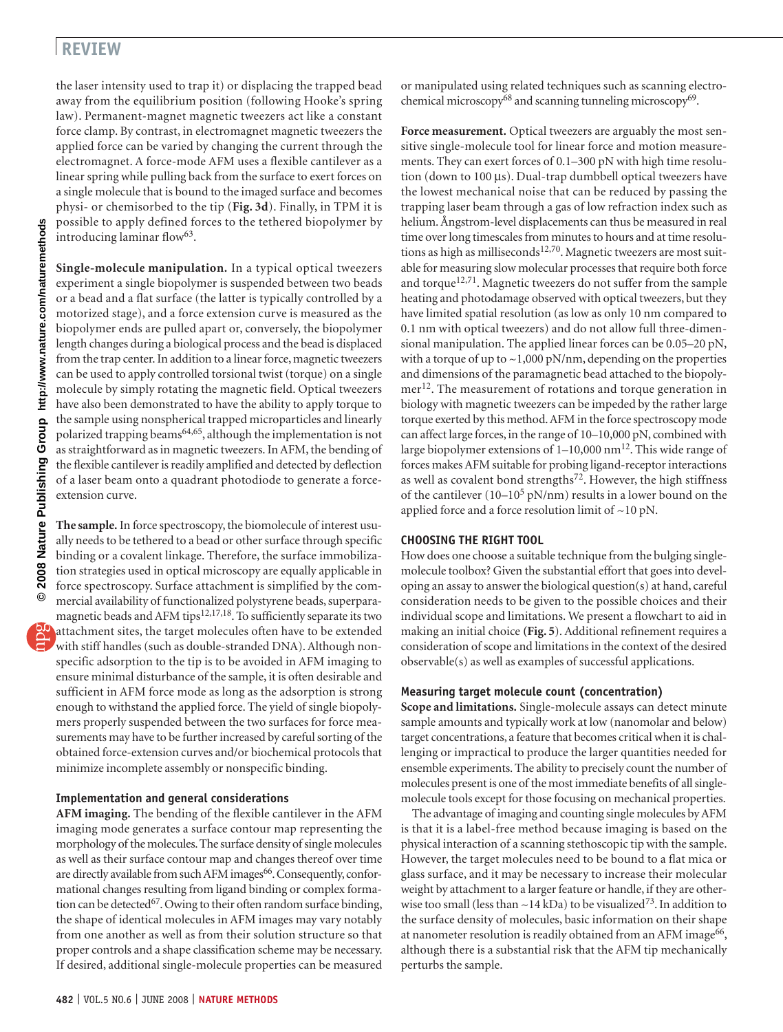the laser intensity used to trap it) or displacing the trapped bead away from the equilibrium position (following Hooke's spring law). Permanent-magnet magnetic tweezers act like a constant force clamp. By contrast, in electromagnet magnetic tweezers the applied force can be varied by changing the current through the electromagnet. A force-mode AFM uses a flexible cantilever as a linear spring while pulling back from the surface to exert forces on a single molecule that is bound to the imaged surface and becomes physi- or chemisorbed to the tip (**Fig. 3d**). Finally, in TPM it is possible to apply defined forces to the tethered biopolymer by introducing laminar flow[63].

**Single-molecule manipulation.** In a typical optical tweezers experiment a single biopolymer is suspended between two beads or a bead and a flat surface (the latter is typically controlled by a motorized stage), and a force extension curve is measured as the biopolymer ends are pulled apart or, conversely, the biopolymer length changes during a biological process and the bead is displaced from the trap center. In addition to a linear force, magnetic tweezers can be used to apply controlled torsional twist (torque) on a single molecule by simply rotating the magnetic field. Optical tweezers have also been demonstrated to have the ability to apply torque to the sample using nonspherical trapped microparticles and linearly polarized trapping beams[64,65], although the implementation is not as straightforward as in magnetic tweezers. In AFM, the bending of the flexible cantilever is readily amplified and detected by deflection of a laser beam onto a quadrant photodiode to generate a force-extension curve.

**The sample.** In force spectroscopy, the biomolecule of interest usually needs to be tethered to a bead or other surface through specific binding or a covalent linkage. Therefore, the surface immobilization strategies used in optical microscopy are equally applicable in force spectroscopy. Surface attachment is simplified by the commercial availability of functionalized polystyrene beads, superparamagnetic beads and AFM tips[12,17,18]. To sufficiently separate its two attachment sites, the target molecules often have to be extended with stiff handles (such as double-stranded DNA). Although nonspecific adsorption to the tip is to be avoided in AFM imaging to ensure minimal disturbance of the sample, it is often desirable and sufficient in AFM force mode as long as the adsorption is strong enough to withstand the applied force. The yield of single biopolymers properly suspended between the two surfaces for force measurements may have to be further increased by careful sorting of the obtained force-extension curves and/or biochemical protocols that minimize incomplete assembly or nonspecific binding.

### Implementation and general considerations

**AFM imaging.** The bending of the flexible cantilever in the AFM imaging mode generates a surface contour map representing the morphology of the molecules. The surface density of single molecules as well as their surface contour map and changes thereof over time are directly available from such AFM images[66]. Consequently, conformational changes resulting from ligand binding or complex formation can be detected[67]. Owing to their often random surface binding, the shape of identical molecules in AFM images may vary notably from one another as well as from their solution structure so that proper controls and a shape classification scheme may be necessary. If desired, additional single-molecule properties can be measured or manipulated using related techniques such as scanning electrochemical microscopy[68] and scanning tunneling microscopy[69].

**Force measurement.** Optical tweezers are arguably the most sensitive single-molecule tool for linear force and motion measurements. They can exert forces of 0.1–300 pN with high time resolution (down to 100 μs). Dual-trap dumbbell optical tweezers have the lowest mechanical noise that can be reduced by passing the trapping laser beam through a gas of low refraction index such as helium. Ångstrom-level displacements can thus be measured in real time over long timescales from minutes to hours and at time resolutions as high as milliseconds[12,70]. Magnetic tweezers are most suitable for measuring slow molecular processes that require both force and torque[12,71]. Magnetic tweezers do not suffer from the sample heating and photodamage observed with optical tweezers, but they have limited spatial resolution (as low as only 10 nm compared to 0.1 nm with optical tweezers) and do not allow full three-dimensional manipulation. The applied linear forces can be 0.05–20 pN, with a torque of up to ~1,000 pN/nm, depending on the properties and dimensions of the paramagnetic bead attached to the biopolymer[12]. The measurement of rotations and torque generation in biology with magnetic tweezers can be impeded by the rather large torque exerted by this method. AFM in the force spectroscopy mode can affect large forces, in the range of 10–10,000 pN, combined with large biopolymer extensions of 1–10,000 nm[12]. This wide range of forces makes AFM suitable for probing ligand-receptor interactions as well as covalent bond strengths[72]. However, the high stiffness of the cantilever (10–$10^5$ pN/nm) results in a lower bound on the applied force and a force resolution limit of ~10 pN.

## CHOOSING THE RIGHT TOOL

How does one choose a suitable technique from the bulging single-molecule toolbox? Given the substantial effort that goes into developing an assay to answer the biological question(s) at hand, careful consideration needs to be given to the possible choices and their individual scope and limitations. We present a flowchart to aid in making an initial choice (**Fig. 5**). Additional refinement requires a consideration of scope and limitations in the context of the desired observable(s) as well as examples of successful applications.

### Measuring target molecule count (concentration)

**Scope and limitations.** Single-molecule assays can detect minute sample amounts and typically work at low (nanomolar and below) target concentrations, a feature that becomes critical when it is challenging or impractical to produce the larger quantities needed for ensemble experiments. The ability to precisely count the number of molecules present is one of the most immediate benefits of all single-molecule tools except for those focusing on mechanical properties.

The advantage of imaging and counting single molecules by AFM is that it is a label-free method because imaging is based on the physical interaction of a scanning stethoscopic tip with the sample. However, the target molecules need to be bound to a flat mica or glass surface, and it may be necessary to increase their molecular weight by attachment to a larger feature or handle, if they are otherwise too small (less than ~14 kDa) to be visualized[73]. In addition to the surface density of molecules, basic information on their shape at nanometer resolution is readily obtained from an AFM image[66], although there is a substantial risk that the AFM tip mechanically perturbs the sample.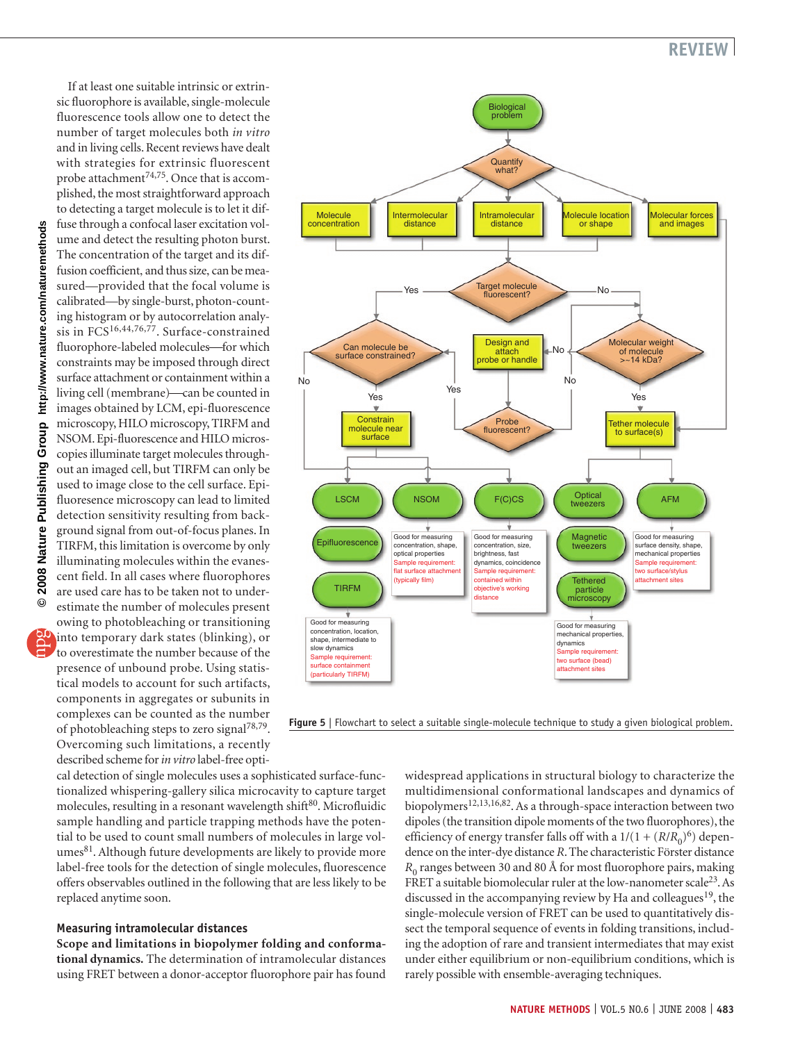If at least one suitable intrinsic or extrinsic fluorophore is available, single-molecule fluorescence tools allow one to detect the number of target molecules both *in vitro* and in living cells. Recent reviews have dealt with strategies for extrinsic fluorescent probe attachment[74,75]. Once that is accomplished, the most straightforward approach to detecting a target molecule is to let it diffuse through a confocal laser excitation volume and detect the resulting photon burst. The concentration of the target and its diffusion coefficient, and thus size, can be measured—provided that the focal volume is calibrated—by single-burst, photon-counting histogram or by autocorrelation analysis in FCS[16,44,76,77]. Surface-constrained fluorophore-labeled molecules—for which constraints may be imposed through direct surface attachment or containment within a living cell (membrane)—can be counted in images obtained by LCM, epi-fluorescence microscopy, HILO microscopy, TIRFM and NSOM. Epi-fluorescence and HILO microscopies illuminate target molecules throughout an imaged cell, but TIRFM can only be used to image close to the cell surface. Epi-fluoresence microscopy can lead to limited detection sensitivity resulting from background signal from out-of-focus planes. In TIRFM, this limitation is overcome by only illuminating molecules within the evanescent field. In all cases where fluorophores are used care has to be taken not to underestimate the number of molecules present owing to photobleaching or transitioning into temporary dark states (blinking), or to overestimate the number because of the presence of unbound probe. Using statistical models to account for such artifacts, components in aggregates or subunits in complexes can be counted as the number of photobleaching steps to zero signal[78,79]. Overcoming such limitations, a recently described scheme for *in vitro* label-free optical detection of single molecules uses a sophisticated surface-functionalized whispering-gallery silica microcavity to capture target molecules, resulting in a resonant wavelength shift[80]. Microfluidic sample handling and particle trapping methods have the potential to be used to count small numbers of molecules in large volumes[81]. Although future developments are likely to provide more label-free tools for the detection of single molecules, fluorescence offers observables outlined in the following that are less likely to be replaced anytime soon.

**Figure 5** | Flowchart to select a suitable single-molecule technique to study a given biological problem.

### Measuring intramolecular distances

**Scope and limitations in biopolymer folding and conformational dynamics.** The determination of intramolecular distances using FRET between a donor-acceptor fluorophore pair has found widespread applications in structural biology to characterize the multidimensional conformational landscapes and dynamics of biopolymers[12,13,16,82]. As a through-space interaction between two dipoles (the transition dipole moments of the two fluorophores), the efficiency of energy transfer falls off with a $1/(1 + (R/R_0)^6)$ dependence on the inter-dye distance $R$. The characteristic Förster distance $R_0$ ranges between 30 and 80 Å for most fluorophore pairs, making FRET a suitable biomolecular ruler at the low-nanometer scale[23]. As discussed in the accompanying review by Ha and colleagues[19], the single-molecule version of FRET can be used to quantitatively dissect the temporal sequence of events in folding transitions, including the adoption of rare and transient intermediates that may exist under either equilibrium or non-equilibrium conditions, which is rarely possible with ensemble-averaging techniques.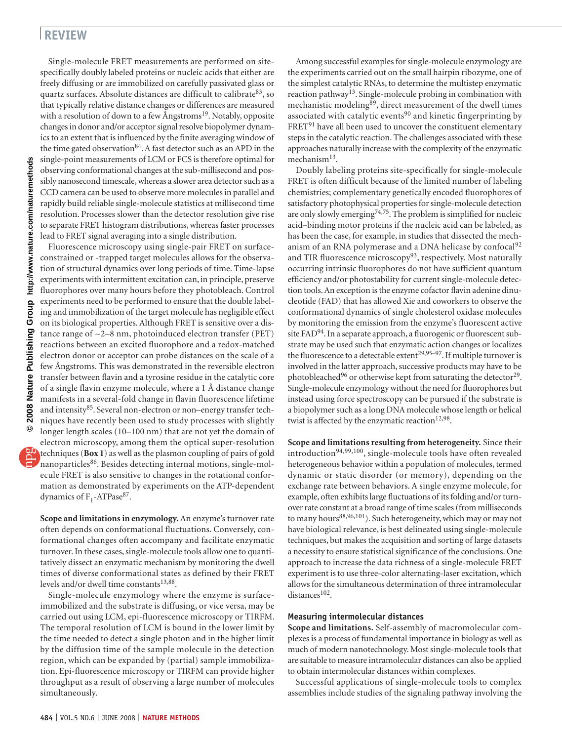Single-molecule FRET measurements are performed on site-specifically doubly labeled proteins or nucleic acids that either are freely diffusing or are immobilized on carefully passivated glass or quartz surfaces. Absolute distances are difficult to calibrate[83], so that typically relative distance changes or differences are measured with a resolution of down to a few Ångstroms[19]. Notably, opposite changes in donor and/or acceptor signal resolve biopolymer dynamics to an extent that is influenced by the finite averaging window of the time gated observation[84]. A fast detector such as an APD in the single-point measurements of LCM or FCS is therefore optimal for observing conformational changes at the sub-millisecond and possibly nanosecond timescale, whereas a slower area detector such as a CCD camera can be used to observe more molecules in parallel and rapidly build reliable single-molecule statistics at millisecond time resolution. Processes slower than the detector resolution give rise to separate FRET histogram distributions, whereas faster processes lead to FRET signal averaging into a single distribution.

Fluorescence microscopy using single-pair FRET on surface-constrained or -trapped target molecules allows for the observation of structural dynamics over long periods of time. Time-lapse experiments with intermittent excitation can, in principle, preserve fluorophores over many hours before they photobleach. Control experiments need to be performed to ensure that the double labeling and immobilization of the target molecule has negligible effect on its biological properties. Although FRET is sensitive over a distance range of ~2–8 nm, photoinduced electron transfer (PET) reactions between an excited fluorophore and a redox-matched electron donor or acceptor can probe distances on the scale of a few Ångstroms. This was demonstrated in the reversible electron transfer between flavin and a tyrosine residue in the catalytic core of a single flavin enzyme molecule, where a 1 Å distance change manifests in a several-fold change in flavin fluorescence lifetime and intensity[85]. Several non-electron or non–energy transfer techniques have recently been used to study processes with slightly longer length scales (10–100 nm) that are not yet the domain of electron microscopy, among them the optical super-resolution techniques (**Box 1**) as well as the plasmon coupling of pairs of gold nanoparticles[86]. Besides detecting internal motions, single-molecule FRET is also sensitive to changes in the rotational conformation as demonstrated by experiments on the ATP-dependent dynamics of $F_1$-ATPase[87].

**Scope and limitations in enzymology.** An enzyme's turnover rate often depends on conformational fluctuations. Conversely, conformational changes often accompany and facilitate enzymatic turnover. In these cases, single-molecule tools allow one to quantitatively dissect an enzymatic mechanism by monitoring the dwell times of diverse conformational states as defined by their FRET levels and/or dwell time constants[13,88].

Single-molecule enzymology where the enzyme is surface-immobilized and the substrate is diffusing, or vice versa, may be carried out using LCM, epi-fluorescence microscopy or TIRFM. The temporal resolution of LCM is bound in the lower limit by the time needed to detect a single photon and in the higher limit by the diffusion time of the sample molecule in the detection region, which can be expanded by (partial) sample immobilization. Epi-fluorescence microscopy or TIRFM can provide higher throughput as a result of observing a large number of molecules simultaneously.

Among successful examples for single-molecule enzymology are the experiments carried out on the small hairpin ribozyme, one of the simplest catalytic RNAs, to determine the multistep enzymatic reaction pathway[13]. Single-molecule probing in combination with mechanistic modeling[89], direct measurement of the dwell times associated with catalytic events[90] and kinetic fingerprinting by FRET[91] have all been used to uncover the constituent elementary steps in the catalytic reaction. The challenges associated with these approaches naturally increase with the complexity of the enzymatic mechanism[13].

Doubly labeling proteins site-specifically for single-molecule FRET is often difficult because of the limited number of labeling chemistries; complementary genetically encoded fluorophores of satisfactory photophysical properties for single-molecule detection are only slowly emerging[74,75]. The problem is simplified for nucleic acid–binding motor proteins if the nucleic acid can be labeled, as has been the case, for example, in studies that dissected the mechanism of an RNA polymerase and a DNA helicase by confocal[92] and TIR fluorescence microscopy[93], respectively. Most naturally occurring intrinsic fluorophores do not have sufficient quantum efficiency and/or photostability for current single-molecule detection tools. An exception is the enzyme cofactor flavin adenine dinucleotide (FAD) that has allowed Xie and coworkers to observe the conformational dynamics of single cholesterol oxidase molecules by monitoring the emission from the enzyme's fluorescent active site FAD[94]. In a separate approach, a fluorogenic or fluorescent substrate may be used such that enzymatic action changes or localizes the fluorescence to a detectable extent[29,95–97]. If multiple turnover is involved in the latter approach, successive products may have to be photobleached[96] or otherwise kept from saturating the detector[29]. Single-molecule enzymology without the need for fluorophores but instead using force spectroscopy can be pursued if the substrate is a biopolymer such as a long DNA molecule whose length or helical twist is affected by the enzymatic reaction[12,98].

**Scope and limitations resulting from heterogeneity.** Since their introduction[94,99,100], single-molecule tools have often revealed heterogeneous behavior within a population of molecules, termed dynamic or static disorder (or memory), depending on the exchange rate between behaviors. A single enzyme molecule, for example, often exhibits large fluctuations of its folding and/or turnover rate constant at a broad range of time scales (from milliseconds to many hours[88,96,101]). Such heterogeneity, which may or may not have biological relevance, is best delineated using single-molecule techniques, but makes the acquisition and sorting of large datasets a necessity to ensure statistical significance of the conclusions. One approach to increase the data richness of a single-molecule FRET experiment is to use three-color alternating-laser excitation, which allows for the simultaneous determination of three intramolecular distances[102].

## Measuring intermolecular distances

**Scope and limitations.** Self-assembly of macromolecular complexes is a process of fundamental importance in biology as well as much of modern nanotechnology. Most single-molecule tools that are suitable to measure intramolecular distances can also be applied to obtain intermolecular distances within complexes.

Successful applications of single-molecule tools to complex assemblies include studies of the signaling pathway involving the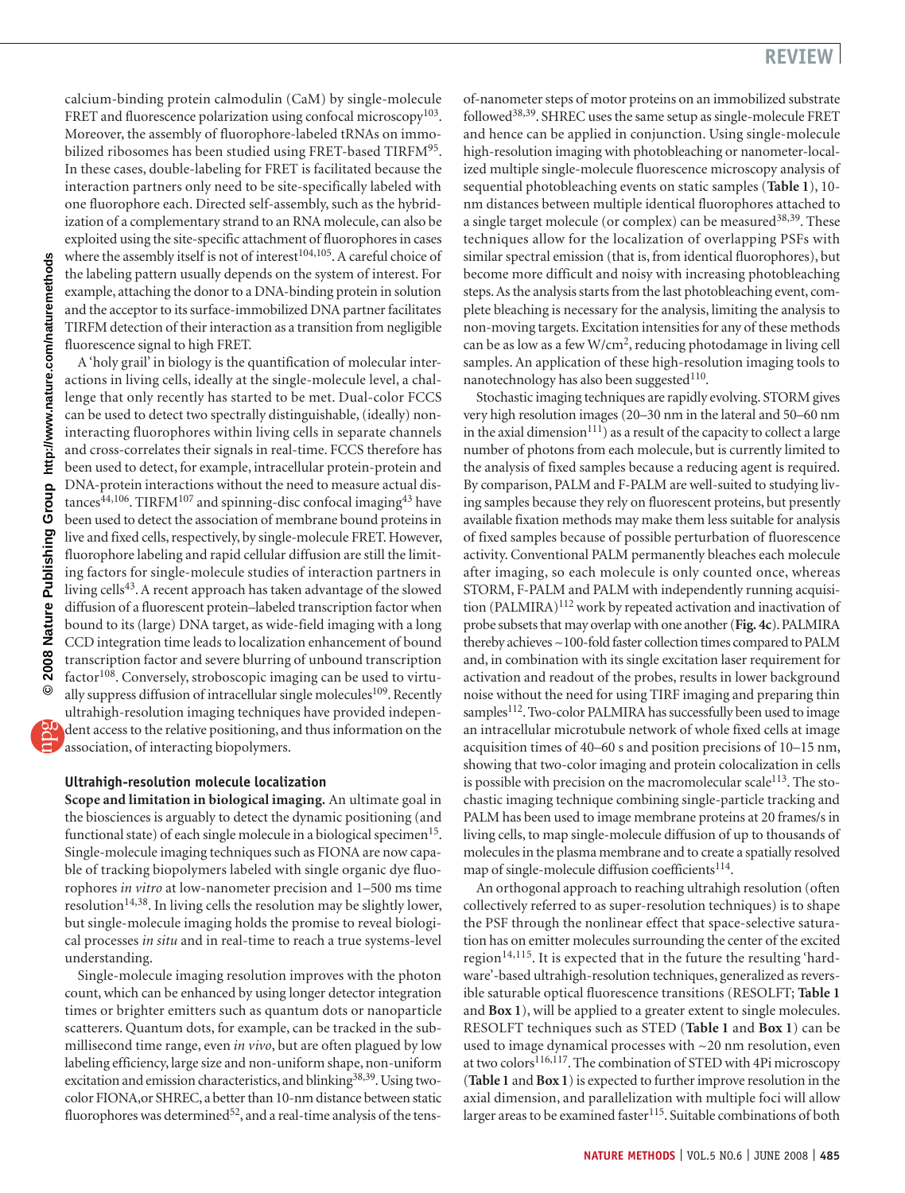calcium-binding protein calmodulin (CaM) by single-molecule FRET and fluorescence polarization using confocal microscopy[103]. Moreover, the assembly of fluorophore-labeled tRNAs on immobilized ribosomes has been studied using FRET-based TIRFM[95]. In these cases, double-labeling for FRET is facilitated because the interaction partners only need to be site-specifically labeled with one fluorophore each. Directed self-assembly, such as the hybridization of a complementary strand to an RNA molecule, can also be exploited using the site-specific attachment of fluorophores in cases where the assembly itself is not of interest[104,105]. A careful choice of the labeling pattern usually depends on the system of interest. For example, attaching the donor to a DNA-binding protein in solution and the acceptor to its surface-immobilized DNA partner facilitates TIRFM detection of their interaction as a transition from negligible fluorescence signal to high FRET.

A 'holy grail' in biology is the quantification of molecular interactions in living cells, ideally at the single-molecule level, a challenge that only recently has started to be met. Dual-color FCCS can be used to detect two spectrally distinguishable, (ideally) non-interacting fluorophores within living cells in separate channels and cross-correlates their signals in real-time. FCCS therefore has been used to detect, for example, intracellular protein-protein and DNA-protein interactions without the need to measure actual distances[44,106]. TIRFM[107] and spinning-disc confocal imaging[43] have been used to detect the association of membrane bound proteins in live and fixed cells, respectively, by single-molecule FRET. However, fluorophore labeling and rapid cellular diffusion are still the limiting factors for single-molecule studies of interaction partners in living cells[43]. A recent approach has taken advantage of the slowed diffusion of a fluorescent protein–labeled transcription factor when bound to its (large) DNA target, as wide-field imaging with a long CCD integration time leads to localization enhancement of bound transcription factor and severe blurring of unbound transcription factor[108]. Conversely, stroboscopic imaging can be used to virtually suppress diffusion of intracellular single molecules[109]. Recently ultrahigh-resolution imaging techniques have provided independent access to the relative positioning, and thus information on the association, of interacting biopolymers.

## Ultrahigh-resolution molecule localization

**Scope and limitation in biological imaging.** An ultimate goal in the biosciences is arguably to detect the dynamic positioning (and functional state) of each single molecule in a biological specimen[15]. Single-molecule imaging techniques such as FIONA are now capable of tracking biopolymers labeled with single organic dye fluorophores *in vitro* at low-nanometer precision and 1–500 ms time resolution[14,38]. In living cells the resolution may be slightly lower, but single-molecule imaging holds the promise to reveal biological processes *in situ* and in real-time to reach a true systems-level understanding.

Single-molecule imaging resolution improves with the photon count, which can be enhanced by using longer detector integration times or brighter emitters such as quantum dots or nanoparticle scatterers. Quantum dots, for example, can be tracked in the sub-millisecond time range, even *in vivo*, but are often plagued by low labeling efficiency, large size and non-uniform shape, non-uniform excitation and emission characteristics, and blinking[38,39]. Using two-color FIONA,or SHREC, a better than 10-nm distance between static fluorophores was determined[52], and a real-time analysis of the tens-of-nanometer steps of motor proteins on an immobilized substrate followed[38,39]. SHREC uses the same setup as single-molecule FRET and hence can be applied in conjunction. Using single-molecule high-resolution imaging with photobleaching or nanometer-localized multiple single-molecule fluorescence microscopy analysis of sequential photobleaching events on static samples (**Table 1**), 10-nm distances between multiple identical fluorophores attached to a single target molecule (or complex) can be measured[38,39]. These techniques allow for the localization of overlapping PSFs with similar spectral emission (that is, from identical fluorophores), but become more difficult and noisy with increasing photobleaching steps. As the analysis starts from the last photobleaching event, complete bleaching is necessary for the analysis, limiting the analysis to non-moving targets. Excitation intensities for any of these methods can be as low as a few W/cm$^2$, reducing photodamage in living cell samples. An application of these high-resolution imaging tools to nanotechnology has also been suggested[110].

Stochastic imaging techniques are rapidly evolving. STORM gives very high resolution images (20–30 nm in the lateral and 50–60 nm in the axial dimension[111]) as a result of the capacity to collect a large number of photons from each molecule, but is currently limited to the analysis of fixed samples because a reducing agent is required. By comparison, PALM and F-PALM are well-suited to studying living samples because they rely on fluorescent proteins, but presently available fixation methods may make them less suitable for analysis of fixed samples because of possible perturbation of fluorescence activity. Conventional PALM permanently bleaches each molecule after imaging, so each molecule is only counted once, whereas STORM, F-PALM and PALM with independently running acquisition (PALMIRA)[112] work by repeated activation and inactivation of probe subsets that may overlap with one another (**Fig. 4c**). PALMIRA thereby achieves ~100-fold faster collection times compared to PALM and, in combination with its single excitation laser requirement for activation and readout of the probes, results in lower background noise without the need for using TIRF imaging and preparing thin samples[112]. Two-color PALMIRA has successfully been used to image an intracellular microtubule network of whole fixed cells at image acquisition times of 40–60 s and position precisions of 10–15 nm, showing that two-color imaging and protein colocalization in cells is possible with precision on the macromolecular scale[113]. The stochastic imaging technique combining single-particle tracking and PALM has been used to image membrane proteins at 20 frames/s in living cells, to map single-molecule diffusion of up to thousands of molecules in the plasma membrane and to create a spatially resolved map of single-molecule diffusion coefficients[114].

An orthogonal approach to reaching ultrahigh resolution (often collectively referred to as super-resolution techniques) is to shape the PSF through the nonlinear effect that space-selective saturation has on emitter molecules surrounding the center of the excited region[14,115]. It is expected that in the future the resulting 'hardware'-based ultrahigh-resolution techniques, generalized as reversible saturable optical fluorescence transitions (RESOLFT; **Table 1** and **Box 1**), will be applied to a greater extent to single molecules. RESOLFT techniques such as STED (**Table 1** and **Box 1**) can be used to image dynamical processes with ~20 nm resolution, even at two colors[116,117]. The combination of STED with 4Pi microscopy (**Table 1** and **Box 1**) is expected to further improve resolution in the axial dimension, and parallelization with multiple foci will allow larger areas to be examined faster[115]. Suitable combinations of both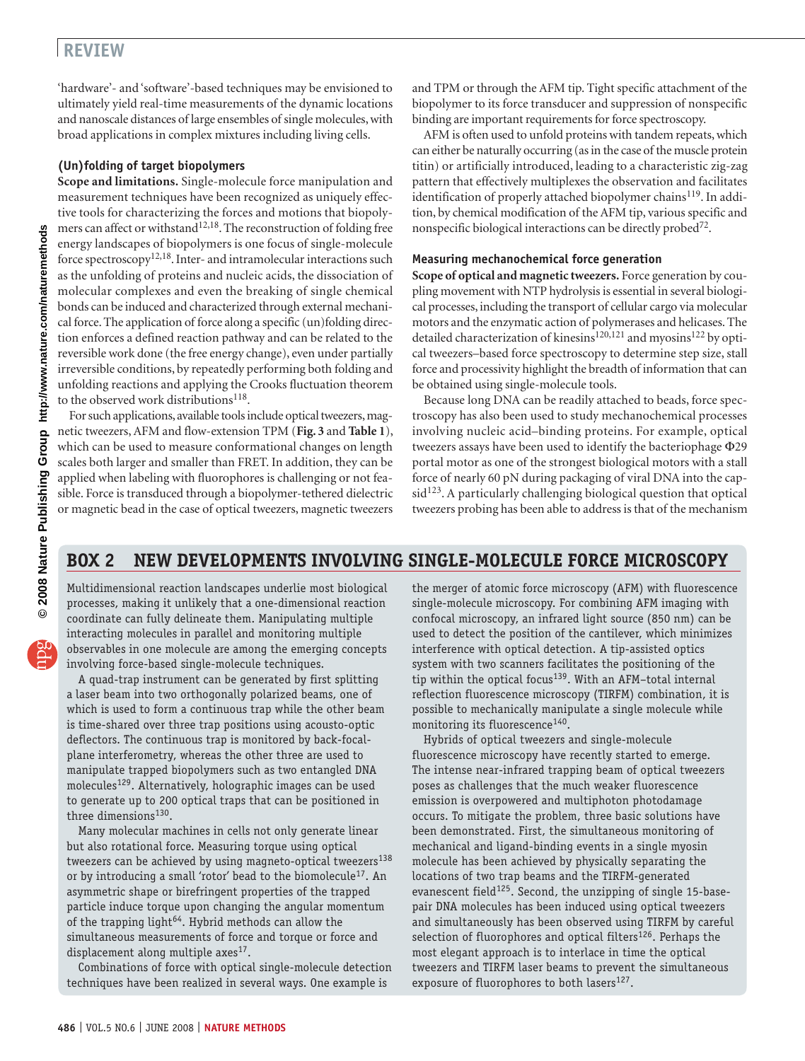'hardware'- and 'software'-based techniques may be envisioned to ultimately yield real-time measurements of the dynamic locations and nanoscale distances of large ensembles of single molecules, with broad applications in complex mixtures including living cells.

### (Un)folding of target biopolymers

**Scope and limitations.** Single-molecule force manipulation and measurement techniques have been recognized as uniquely effective tools for characterizing the forces and motions that biopolymers can affect or withstand[12,18]. The reconstruction of folding free energy landscapes of biopolymers is one focus of single-molecule force spectroscopy[12,18]. Inter- and intramolecular interactions such as the unfolding of proteins and nucleic acids, the dissociation of molecular complexes and even the breaking of single chemical bonds can be induced and characterized through external mechanical force. The application of force along a specific (un)folding direction enforces a defined reaction pathway and can be related to the reversible work done (the free energy change), even under partially irreversible conditions, by repeatedly performing both folding and unfolding reactions and applying the Crooks fluctuation theorem to the observed work distributions[118].

For such applications, available tools include optical tweezers, magnetic tweezers, AFM and flow-extension TPM (**Fig. 3** and **Table 1**), which can be used to measure conformational changes on length scales both larger and smaller than FRET. In addition, they can be applied when labeling with fluorophores is challenging or not feasible. Force is transduced through a biopolymer-tethered dielectric or magnetic bead in the case of optical tweezers, magnetic tweezers and TPM or through the AFM tip. Tight specific attachment of the biopolymer to its force transducer and suppression of nonspecific binding are important requirements for force spectroscopy.

AFM is often used to unfold proteins with tandem repeats, which can either be naturally occurring (as in the case of the muscle protein titin) or artificially introduced, leading to a characteristic zig-zag pattern that effectively multiplexes the observation and facilitates identification of properly attached biopolymer chains[119]. In addition, by chemical modification of the AFM tip, various specific and nonspecific biological interactions can be directly probed[72].

### Measuring mechanochemical force generation

**Scope of optical and magnetic tweezers.** Force generation by coupling movement with NTP hydrolysis is essential in several biological processes, including the transport of cellular cargo via molecular motors and the enzymatic action of polymerases and helicases. The detailed characterization of kinesins[120,121] and myosins[122] by optical tweezers–based force spectroscopy to determine step size, stall force and processivity highlight the breadth of information that can be obtained using single-molecule tools.

Because long DNA can be readily attached to beads, force spectroscopy has also been used to study mechanochemical processes involving nucleic acid–binding proteins. For example, optical tweezers assays have been used to identify the bacteriophage Φ29 portal motor as one of the strongest biological motors with a stall force of nearly 60 pN during packaging of viral DNA into the capsid[123]. A particularly challenging biological question that optical tweezers probing has been able to address is that of the mechanism

## BOX 2 NEW DEVELOPMENTS INVOLVING SINGLE-MOLECULE FORCE MICROSCOPY

Multidimensional reaction landscapes underlie most biological processes, making it unlikely that a one-dimensional reaction coordinate can fully delineate them. Manipulating multiple interacting molecules in parallel and monitoring multiple observables in one molecule are among the emerging concepts involving force-based single-molecule techniques.

A quad-trap instrument can be generated by first splitting a laser beam into two orthogonally polarized beams, one of which is used to form a continuous trap while the other beam is time-shared over three trap positions using acousto-optic deflectors. The continuous trap is monitored by back-focal-plane interferometry, whereas the other three are used to manipulate trapped biopolymers such as two entangled DNA molecules[129]. Alternatively, holographic images can be used to generate up to 200 optical traps that can be positioned in three dimensions[130].

Many molecular machines in cells not only generate linear but also rotational force. Measuring torque using optical tweezers can be achieved by using magneto-optical tweezers[138] or by introducing a small 'rotor' bead to the biomolecule[17]. An asymmetric shape or birefringent properties of the trapped particle induce torque upon changing the angular momentum of the trapping light[64]. Hybrid methods can allow the simultaneous measurements of force and torque or force and displacement along multiple axes[17].

Combinations of force with optical single-molecule detection techniques have been realized in several ways. One example is the merger of atomic force microscopy (AFM) with fluorescence single-molecule microscopy. For combining AFM imaging with confocal microscopy, an infrared light source (850 nm) can be used to detect the position of the cantilever, which minimizes interference with optical detection. A tip-assisted optics system with two scanners facilitates the positioning of the tip within the optical focus[139]. With an AFM–total internal reflection fluorescence microscopy (TIRFM) combination, it is possible to mechanically manipulate a single molecule while monitoring its fluorescence[140].

Hybrids of optical tweezers and single-molecule fluorescence microscopy have recently started to emerge. The intense near-infrared trapping beam of optical tweezers poses as challenges that the much weaker fluorescence emission is overpowered and multiphoton photodamage occurs. To mitigate the problem, three basic solutions have been demonstrated. First, the simultaneous monitoring of mechanical and ligand-binding events in a single myosin molecule has been achieved by physically separating the locations of two trap beams and the TIRFM-generated evanescent field[125]. Second, the unzipping of single 15-base-pair DNA molecules has been induced using optical tweezers and simultaneously has been observed using TIRFM by careful selection of fluorophores and optical filters[126]. Perhaps the most elegant approach is to interlace in time the optical tweezers and TIRFM laser beams to prevent the simultaneous exposure of fluorophores to both lasers[127].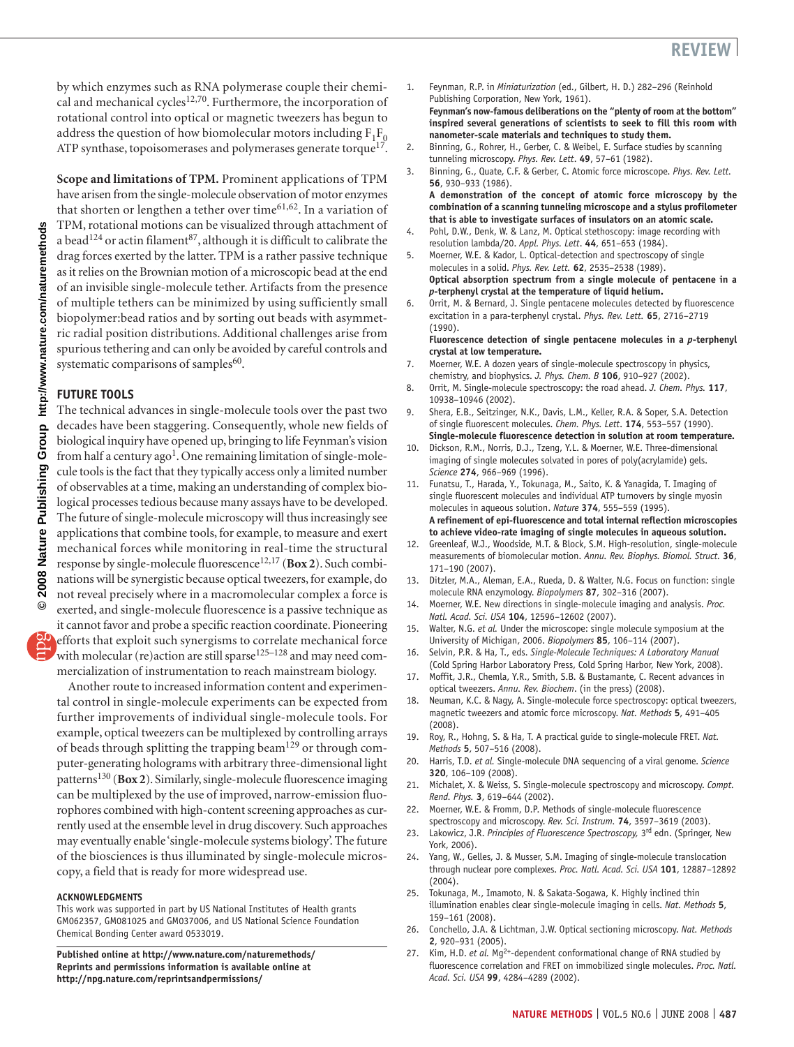by which enzymes such as RNA polymerase couple their chemical and mechanical cycles[12,70]. Furthermore, the incorporation of rotational control into optical or magnetic tweezers has begun to address the question of how biomolecular motors including $F_1F_0$ ATP synthase, topoisomerases and polymerases generate torque[17].

**Scope and limitations of TPM.** Prominent applications of TPM have arisen from the single-molecule observation of motor enzymes that shorten or lengthen a tether over time[61,62]. In a variation of TPM, rotational motions can be visualized through attachment of a bead[124] or actin filament[87], although it is difficult to calibrate the drag forces exerted by the latter. TPM is a rather passive technique as it relies on the Brownian motion of a microscopic bead at the end of an invisible single-molecule tether. Artifacts from the presence of multiple tethers can be minimized by using sufficiently small biopolymer:bead ratios and by sorting out beads with asymmetric radial position distributions. Additional challenges arise from spurious tethering and can only be avoided by careful controls and systematic comparisons of samples[60].

## FUTURE TOOLS

The technical advances in single-molecule tools over the past two decades have been staggering. Consequently, whole new fields of biological inquiry have opened up, bringing to life Feynman's vision from half a century ago[1]. One remaining limitation of single-molecule tools is the fact that they typically access only a limited number of observables at a time, making an understanding of complex biological processes tedious because many assays have to be developed. The future of single-molecule microscopy will thus increasingly see applications that combine tools, for example, to measure and exert mechanical forces while monitoring in real-time the structural response by single-molecule fluorescence[12,17] (**Box 2**). Such combinations will be synergistic because optical tweezers, for example, do not reveal precisely where in a macromolecular complex a force is exerted, and single-molecule fluorescence is a passive technique as it cannot favor and probe a specific reaction coordinate. Pioneering efforts that exploit such synergisms to correlate mechanical force with molecular (re)action are still sparse[125–128] and may need commercialization of instrumentation to reach mainstream biology.

Another route to increased information content and experimental control in single-molecule experiments can be expected from further improvements of individual single-molecule tools. For example, optical tweezers can be multiplexed by controlling arrays of beads through splitting the trapping beam[129] or through computer-generating holograms with arbitrary three-dimensional light patterns[130] (**Box 2**). Similarly, single-molecule fluorescence imaging can be multiplexed by the use of improved, narrow-emission fluorophores combined with high-content screening approaches as currently used at the ensemble level in drug discovery. Such approaches may eventually enable 'single-molecule systems biology'. The future of the biosciences is thus illuminated by single-molecule microscopy, a field that is ready for more widespread use.

#### ACKNOWLEDGMENTS

This work was supported in part by US National Institutes of Health grants GM062357, GM081025 and GM037006, and US National Science Foundation Chemical Bonding Center award 0533019.

**Published online at http://www.nature.com/naturemethods/**
**Reprints and permissions information is available online at http://npg.nature.com/reprintsandpermissions/**

1. Feynman, R.P. in *Miniaturization* (ed., Gilbert, H. D.) 282–296 (Reinhold Publishing Corporation, New York, 1961).
**Feynman's now-famous deliberations on the "plenty of room at the bottom" inspired several generations of scientists to seek to fill this room with nanometer-scale materials and techniques to study them.**
2. Binning, G., Rohrer, H., Gerber, C. & Weibel, E. Surface studies by scanning tunneling microscopy. *Phys. Rev. Lett*. **49**, 57–61 (1982).
3. Binning, G., Quate, C.F. & Gerber, C. Atomic force microscope. *Phys. Rev. Lett.* **56**, 930–933 (1986).
**A demonstration of the concept of atomic force microscopy by the combination of a scanning tunneling microscope and a stylus profilometer that is able to investigate surfaces of insulators on an atomic scale.**
4. Pohl, D.W., Denk, W. & Lanz, M. Optical stethoscopy: image recording with resolution lambda/20. *Appl. Phys. Lett*. **44**, 651–653 (1984).
5. Moerner, W.E. & Kador, L. Optical-detection and spectroscopy of single molecules in a solid. *Phys. Rev. Lett.* **62**, 2535–2538 (1989).
**Optical absorption spectrum from a single molecule of pentacene in a *p*-terphenyl crystal at the temperature of liquid helium.**
6. Orrit, M. & Bernard, J. Single pentacene molecules detected by fluorescence excitation in a para-terphenyl crystal. *Phys. Rev. Lett.* **65**, 2716–2719 (1990).
**Fluorescence detection of single pentacene molecules in a *p*-terphenyl crystal at low temperature.**
7. Moerner, W.E. A dozen years of single-molecule spectroscopy in physics, chemistry, and biophysics. *J. Phys. Chem. B* **106**, 910–927 (2002).
8. Orrit, M. Single-molecule spectroscopy: the road ahead. *J. Chem. Phys.* **117**, 10938–10946 (2002).
9. Shera, E.B., Seitzinger, N.K., Davis, L.M., Keller, R.A. & Soper, S.A. Detection of single fluorescent molecules. *Chem. Phys. Lett*. **174**, 553–557 (1990).
**Single-molecule fluorescence detection in solution at room temperature.**
10. Dickson, R.M., Norris, D.J., Tzeng, Y.L. & Moerner, W.E. Three-dimensional imaging of single molecules solvated in pores of poly(acrylamide) gels. *Science* **274**, 966–969 (1996).
11. Funatsu, T., Harada, Y., Tokunaga, M., Saito, K. & Yanagida, T. Imaging of single fluorescent molecules and individual ATP turnovers by single myosin molecules in aqueous solution. *Nature* **374**, 555–559 (1995).
**A refinement of epi-fluorescence and total internal reflection microscopies to achieve video-rate imaging of single molecules in aqueous solution.**
12. Greenleaf, W.J., Woodside, M.T. & Block, S.M. High-resolution, single-molecule measurements of biomolecular motion. *Annu. Rev. Biophys. Biomol. Struct.* **36**, 171–190 (2007).
13. Ditzler, M.A., Aleman, E.A., Rueda, D. & Walter, N.G. Focus on function: single molecule RNA enzymology. *Biopolymers* **87**, 302–316 (2007).
14. Moerner, W.E. New directions in single-molecule imaging and analysis. *Proc. Natl. Acad. Sci. USA* **104**, 12596–12602 (2007).
15. Walter, N.G. *et al.* Under the microscope: single molecule symposium at the University of Michigan, 2006. *Biopolymers* **85**, 106–114 (2007).
16. Selvin, P.R. & Ha, T., eds. *Single-Molecule Techniques: A Laboratory Manual* (Cold Spring Harbor Laboratory Press, Cold Spring Harbor, New York, 2008).
17. Moffit, J.R., Chemla, Y.R., Smith, S.B. & Bustamante, C. Recent advances in optical tweezers. *Annu. Rev. Biochem*. (in the press) (2008).
18. Neuman, K.C. & Nagy, A. Single-molecule force spectroscopy: optical tweezers, magnetic tweezers and atomic force microscopy. *Nat. Methods* **5**, 491–405 (2008).
19. Roy, R., Hohng, S. & Ha, T. A practical guide to single-molecule FRET. *Nat. Methods* **5**, 507–516 (2008).
20. Harris, T.D. *et al.* Single-molecule DNA sequencing of a viral genome. *Science* **320**, 106–109 (2008).
21. Michalet, X. & Weiss, S. Single-molecule spectroscopy and microscopy. *Compt. Rend. Phys.* **3**, 619–644 (2002).
22. Moerner, W.E. & Fromm, D.P. Methods of single-molecule fluorescence spectroscopy and microscopy. *Rev. Sci. Instrum.* **74**, 3597–3619 (2003).
23. Lakowicz, J.R. *Principles of Fluorescence Spectroscopy,* 3rd edn. (Springer, New York, 2006).
24. Yang, W., Gelles, J. & Musser, S.M. Imaging of single-molecule translocation through nuclear pore complexes. *Proc. Natl. Acad. Sci. USA* **101**, 12887–12892 (2004).
25. Tokunaga, M., Imamoto, N. & Sakata-Sogawa, K. Highly inclined thin illumination enables clear single-molecule imaging in cells. *Nat. Methods* **5**, 159–161 (2008).
26. Conchello, J.A. & Lichtman, J.W. Optical sectioning microscopy. *Nat. Methods* **2**, 920–931 (2005).
27. Kim, H.D. *et al.* $Mg^{2+}$-dependent conformational change of RNA studied by fluorescence correlation and FRET on immobilized single molecules. *Proc. Natl. Acad. Sci. USA* **99**, 4284–4289 (2002).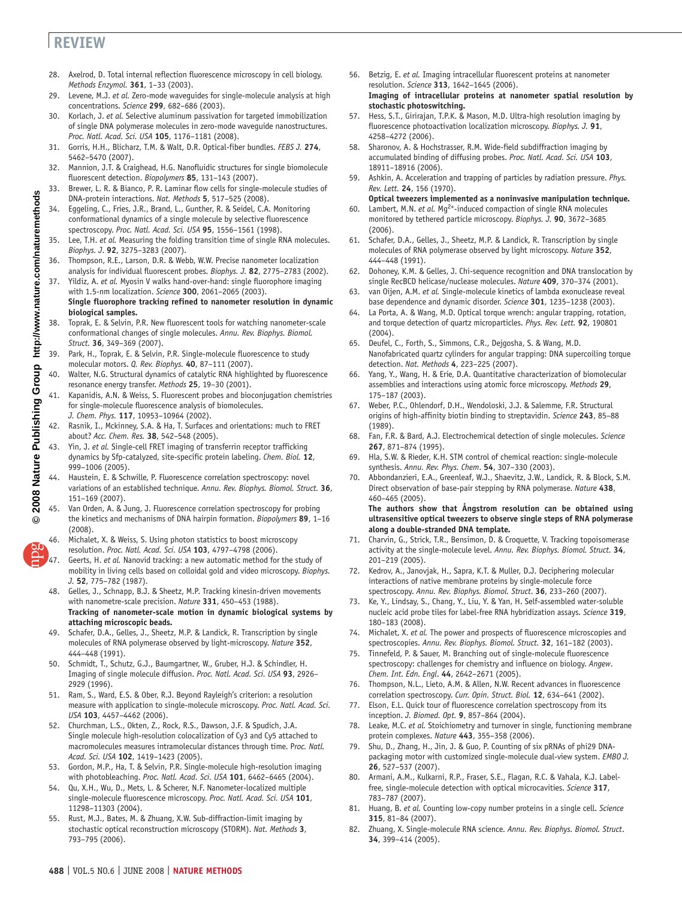28. Axelrod, D. Total internal reflection fluorescence microscopy in cell biology. *Methods Enzymol.* **361**, 1–33 (2003).
29. Levene, M.J. *et al.* Zero-mode waveguides for single-molecule analysis at high concentrations. *Science* **299**, 682–686 (2003).
30. Korlach, J. *et al.* Selective aluminum passivation for targeted immobilization of single DNA polymerase molecules in zero-mode waveguide nanostructures. *Proc. Natl. Acad. Sci. USA* **105**, 1176–1181 (2008).
31. Gorris, H.H., Blicharz, T.M. & Walt, D.R. Optical-fiber bundles. *FEBS J.* **274**, 5462–5470 (2007).
32. Mannion, J.T. & Craighead, H.G. Nanofluidic structures for single biomolecule fluorescent detection. *Biopolymers* **85**, 131–143 (2007).
33. Brewer, L. R. & Bianco, P. R. Laminar flow cells for single-molecule studies of DNA-protein interactions. *Nat. Methods* **5**, 517–525 (2008).
34. Eggeling, C., Fries, J.R., Brand, L., Gunther, R. & Seidel, C.A. Monitoring conformational dynamics of a single molecule by selective fluorescence spectroscopy. *Proc. Natl. Acad. Sci. USA* **95**, 1556–1561 (1998).
35. Lee, T.H. *et al.* Measuring the folding transition time of single RNA molecules. *Biophys. J.* **92**, 3275–3283 (2007).
36. Thompson, R.E., Larson, D.R. & Webb, W.W. Precise nanometer localization analysis for individual fluorescent probes. *Biophys. J.* **82**, 2775–2783 (2002).
37. Yildiz, A. *et al.* Myosin V walks hand-over-hand: single fluorophore imaging with 1.5-nm localization. *Science* **300**, 2061–2065 (2003).
**Single fluorophore tracking refined to nanometer resolution in dynamic biological samples.**
38. Toprak, E. & Selvin, P.R. New fluorescent tools for watching nanometer-scale conformational changes of single molecules. *Annu. Rev. Biophys. Biomol. Struct.* **36**, 349–369 (2007).
39. Park, H., Toprak, E. & Selvin, P.R. Single-molecule fluorescence to study molecular motors. *Q. Rev. Biophys.* **40**, 87–111 (2007).
40. Walter, N.G. Structural dynamics of catalytic RNA highlighted by fluorescence resonance energy transfer. *Methods* **25**, 19–30 (2001).
41. Kapanidis, A.N. & Weiss, S. Fluorescent probes and bioconjugation chemistries for single-molecule fluorescence analysis of biomolecules. *J. Chem. Phys.* **117**, 10953–10964 (2002).
42. Rasnik, I., Mckinney, S.A. & Ha, T. Surfaces and orientations: much to FRET about? *Acc. Chem. Res.* **38**, 542–548 (2005).
43. Yin, J. *et al.* Single-cell FRET imaging of transferrin receptor trafficking dynamics by Sfp-catalyzed, site-specific protein labeling. *Chem. Biol.* **12**, 999–1006 (2005).
44. Haustein, E. & Schwille, P. Fluorescence correlation spectroscopy: novel variations of an established technique. *Annu. Rev. Biophys. Biomol. Struct.* **36**, 151–169 (2007).
45. Van Orden, A. & Jung, J. Fluorescence correlation spectroscopy for probing the kinetics and mechanisms of DNA hairpin formation. *Biopolymers* **89**, 1–16 (2008).
46. Michalet, X. & Weiss, S. Using photon statistics to boost microscopy resolution. *Proc. Natl. Acad. Sci. USA* **103**, 4797–4798 (2006).
47. Geerts, H. *et al.* Nanovid tracking: a new automatic method for the study of mobility in living cells based on colloidal gold and video microscopy. *Biophys. J.* **52**, 775–782 (1987).
48. Gelles, J., Schnapp, B.J. & Sheetz, M.P. Tracking kinesin-driven movements with nanometre-scale precision. *Nature* **331**, 450–453 (1988).
**Tracking of nanometer-scale motion in dynamic biological systems by attaching microscopic beads.**
49. Schafer, D.A., Gelles, J., Sheetz, M.P. & Landick, R. Transcription by single molecules of RNA polymerase observed by light-microscopy. *Nature* **352**, 444–448 (1991).
50. Schmidt, T., Schutz, G.J., Baumgartner, W., Gruber, H.J. & Schindler, H. Imaging of single molecule diffusion. *Proc. Natl. Acad. Sci. USA* **93**, 2926–2929 (1996).
51. Ram, S., Ward, E.S. & Ober, R.J. Beyond Rayleigh's criterion: a resolution measure with application to single-molecule microscopy. *Proc. Natl. Acad. Sci. USA* **103**, 4457–4462 (2006).
52. Churchman, L.S., Okten, Z., Rock, R.S., Dawson, J.F. & Spudich, J.A. Single molecule high-resolution colocalization of Cy3 and Cy5 attached to macromolecules measures intramolecular distances through time. *Proc. Natl. Acad. Sci. USA* **102**, 1419–1423 (2005).
53. Gordon, M.P., Ha, T. & Selvin, P.R. Single-molecule high-resolution imaging with photobleaching. *Proc. Natl. Acad. Sci. USA* **101**, 6462–6465 (2004).
54. Qu, X.H., Wu, D., Mets, L. & Scherer, N.F. Nanometer-localized multiple single-molecule fluorescence microscopy. *Proc. Natl. Acad. Sci. USA* **101**, 11298–11303 (2004).
55. Rust, M.J., Bates, M. & Zhuang, X.W. Sub-diffraction-limit imaging by stochastic optical reconstruction microscopy (STORM). *Nat. Methods* **3**, 793–795 (2006).
56. Betzig, E. *et al.* Imaging intracellular fluorescent proteins at nanometer resolution. *Science* **313**, 1642–1645 (2006).
**Imaging of intracellular proteins at nanometer spatial resolution by stochastic photoswitching.**
57. Hess, S.T., Girirajan, T.P.K. & Mason, M.D. Ultra-high resolution imaging by fluorescence photoactivation localization microscopy. *Biophys. J.* **91**, 4258–4272 (2006).
58. Sharonov, A. & Hochstrasser, R.M. Wide-field subdiffraction imaging by accumulated binding of diffusing probes. *Proc. Natl. Acad. Sci. USA* **103**, 18911–18916 (2006).
59. Ashkin, A. Acceleration and trapping of particles by radiation pressure. *Phys. Rev. Lett.* **24**, 156 (1970).
**Optical tweezers implemented as a noninvasive manipulation technique.**
60. Lambert, M.N. *et al.* $Mg^{2+}$-induced compaction of single RNA molecules monitored by tethered particle microscopy. *Biophys. J.* **90**, 3672–3685 (2006).
61. Schafer, D.A., Gelles, J., Sheetz, M.P. & Landick, R. Transcription by single molecules of RNA polymerase observed by light microscopy. *Nature* **352**, 444–448 (1991).
62. Dohoney, K.M. & Gelles, J. Chi-sequence recognition and DNA translocation by single RecBCD helicase/nuclease molecules. *Nature* **409**, 370–374 (2001).
63. van Oijen, A.M. *et al.* Single-molecule kinetics of lambda exonuclease reveal base dependence and dynamic disorder. *Science* **301**, 1235–1238 (2003).
64. La Porta, A. & Wang, M.D. Optical torque wrench: angular trapping, rotation, and torque detection of quartz microparticles. *Phys. Rev. Lett.* **92**, 190801 (2004).
65. Deufel, C., Forth, S., Simmons, C.R., Dejgosha, S. & Wang, M.D. Nanofabricated quartz cylinders for angular trapping: DNA supercoiling torque detection. *Nat. Methods* **4**, 223–225 (2007).
66. Yang, Y., Wang, H. & Erie, D.A. Quantitative characterization of biomolecular assemblies and interactions using atomic force microscopy. *Methods* **29**, 175–187 (2003).
67. Weber, P.C., Ohlendorf, D.H., Wendoloski, J.J. & Salemme, F.R. Structural origins of high-affinity biotin binding to streptavidin. *Science* **243**, 85–88 (1989).
68. Fan, F.R. & Bard, A.J. Electrochemical detection of single molecules. *Science* **267**, 871–874 (1995).
69. Hla, S.W. & Rieder, K.H. STM control of chemical reaction: single-molecule synthesis. *Annu. Rev. Phys. Chem.* **54**, 307–330 (2003).
70. Abbondanzieri, E.A., Greenleaf, W.J., Shaevitz, J.W., Landick, R. & Block, S.M. Direct observation of base-pair stepping by RNA polymerase. *Nature* **438**, 460–465 (2005).
**The authors show that Ångstrom resolution can be obtained using ultrasensitive optical tweezers to observe single steps of RNA polymerase along a double-stranded DNA template.**
71. Charvin, G., Strick, T.R., Bensimon, D. & Croquette, V. Tracking topoisomerase activity at the single-molecule level. *Annu. Rev. Biophys. Biomol. Struct.* **34**, 201–219 (2005).
72. Kedrov, A., Janovjak, H., Sapra, K.T. & Muller, D.J. Deciphering molecular interactions of native membrane proteins by single-molecule force spectroscopy. *Annu. Rev. Biophys. Biomol. Struct.* **36**, 233–260 (2007).
73. Ke, Y., Lindsay, S., Chang, Y., Liu, Y. & Yan, H. Self-assembled water-soluble nucleic acid probe tiles for label-free RNA hybridization assays. *Science* **319**, 180–183 (2008).
74. Michalet, X. *et al.* The power and prospects of fluorescence microscopies and spectroscopies. *Annu. Rev. Biophys. Biomol. Struct.* **32**, 161–182 (2003).
75. Tinnefeld, P. & Sauer, M. Branching out of single-molecule fluorescence spectroscopy: challenges for chemistry and influence on biology. *Angew. Chem. Int. Edn. Engl.* **44**, 2642–2671 (2005).
76. Thompson, N.L., Lieto, A.M. & Allen, N.W. Recent advances in fluorescence correlation spectroscopy. *Curr. Opin. Struct. Biol.* **12**, 634–641 (2002).
77. Elson, E.L. Quick tour of fluorescence correlation spectroscopy from its inception. *J. Biomed. Opt.* **9**, 857–864 (2004).
78. Leake, M.C. *et al.* Stoichiometry and turnover in single, functioning membrane protein complexes. *Nature* **443**, 355–358 (2006).
79. Shu, D., Zhang, H., Jin, J. & Guo, P. Counting of six pRNAs of phi29 DNA-packaging motor with customized single-molecule dual-view system. *EMBO J.* **26**, 527–537 (2007).
80. Armani, A.M., Kulkarni, R.P., Fraser, S.E., Flagan, R.C. & Vahala, K.J. Label-free, single-molecule detection with optical microcavities. *Science* **317**, 783–787 (2007).
81. Huang, B. *et al.* Counting low-copy number proteins in a single cell. *Science* **315**, 81–84 (2007).
82. Zhuang, X. Single-molecule RNA science. *Annu. Rev. Biophys. Biomol. Struct.* **34**, 399–414 (2005).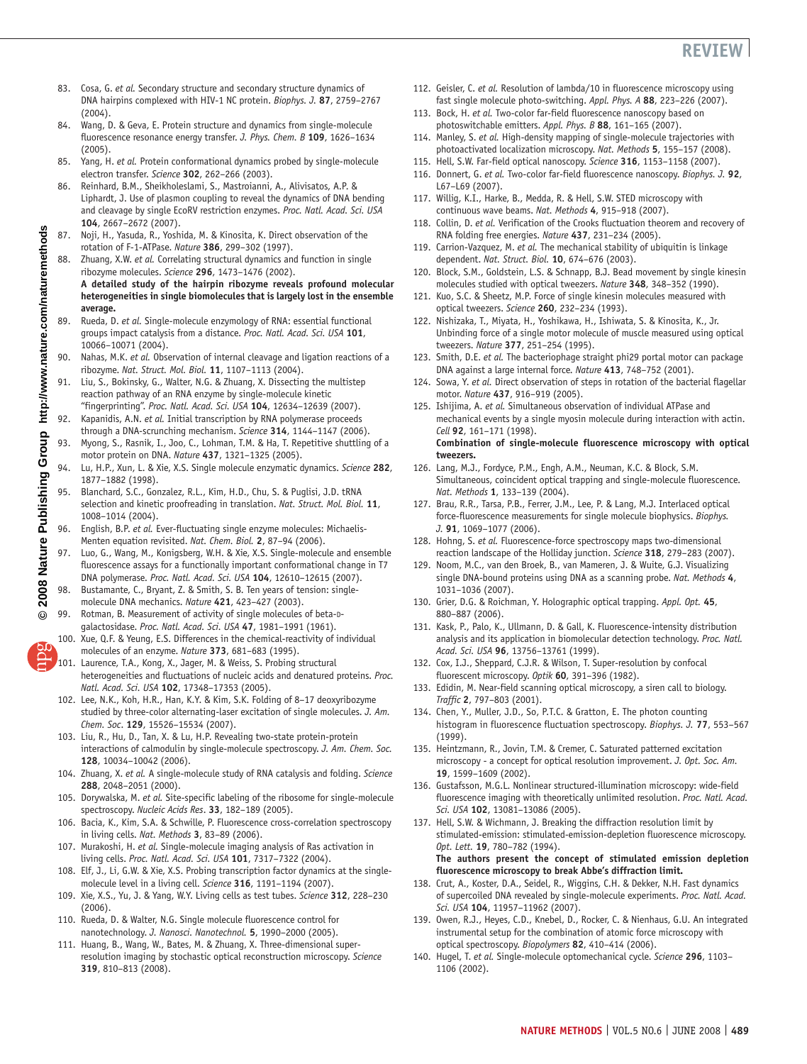83. Cosa, G. *et al.* Secondary structure and secondary structure dynamics of DNA hairpins complexed with HIV-1 NC protein. *Biophys. J.* **87**, 2759–2767 (2004).
84. Wang, D. & Geva, E. Protein structure and dynamics from single-molecule fluorescence resonance energy transfer. *J. Phys. Chem. B* **109**, 1626–1634 (2005).
85. Yang, H. *et al.* Protein conformational dynamics probed by single-molecule electron transfer. *Science* **302**, 262–266 (2003).
86. Reinhard, B.M., Sheikholeslami, S., Mastroianni, A., Alivisatos, A.P. & Liphardt, J. Use of plasmon coupling to reveal the dynamics of DNA bending and cleavage by single EcoRV restriction enzymes. *Proc. Natl. Acad. Sci. USA* **104**, 2667–2672 (2007).
87. Noji, H., Yasuda, R., Yoshida, M. & Kinosita, K. Direct observation of the rotation of F-1-ATPase. *Nature* **386**, 299–302 (1997).
88. Zhuang, X.W. *et al.* Correlating structural dynamics and function in single ribozyme molecules. *Science* **296**, 1473–1476 (2002).
    **A detailed study of the hairpin ribozyme reveals profound molecular heterogeneities in single biomolecules that is largely lost in the ensemble average.**
89. Rueda, D. *et al.* Single-molecule enzymology of RNA: essential functional groups impact catalysis from a distance. *Proc. Natl. Acad. Sci. USA* **101**, 10066–10071 (2004).
90. Nahas, M.K. *et al.* Observation of internal cleavage and ligation reactions of a ribozyme. *Nat. Struct. Mol. Biol.* **11**, 1107–1113 (2004).
91. Liu, S., Bokinsky, G., Walter, N.G. & Zhuang, X. Dissecting the multistep reaction pathway of an RNA enzyme by single-molecule kinetic "fingerprinting". *Proc. Natl. Acad. Sci. USA* **104**, 12634–12639 (2007).
92. Kapanidis, A.N. *et al.* Initial transcription by RNA polymerase proceeds through a DNA-scrunching mechanism. *Science* **314**, 1144–1147 (2006).
93. Myong, S., Rasnik, I., Joo, C., Lohman, T.M. & Ha, T. Repetitive shuttling of a motor protein on DNA. *Nature* **437**, 1321–1325 (2005).
94. Lu, H.P., Xun, L. & Xie, X.S. Single molecule enzymatic dynamics. *Science* **282**, 1877–1882 (1998).
95. Blanchard, S.C., Gonzalez, R.L., Kim, H.D., Chu, S. & Puglisi, J.D. tRNA selection and kinetic proofreading in translation. *Nat. Struct. Mol. Biol.* **11**, 1008–1014 (2004).
96. English, B.P. *et al.* Ever-fluctuating single enzyme molecules: Michaelis-Menten equation revisited. *Nat. Chem. Biol.* **2**, 87–94 (2006).
97. Luo, G., Wang, M., Konigsberg, W.H. & Xie, X.S. Single-molecule and ensemble fluorescence assays for a functionally important conformational change in T7 DNA polymerase. *Proc. Natl. Acad. Sci. USA* **104**, 12610–12615 (2007).
98. Bustamante, C., Bryant, Z. & Smith, S. B. Ten years of tension: single-molecule DNA mechanics. *Nature* **421**, 423–427 (2003).
99. Rotman, B. Measurement of activity of single molecules of beta-D-galactosidase. *Proc. Natl. Acad. Sci. USA* **47**, 1981–1991 (1961).
100. Xue, Q.F. & Yeung, E.S. Differences in the chemical-reactivity of individual molecules of an enzyme. *Nature* **373**, 681–683 (1995).
101. Laurence, T.A., Kong, X., Jager, M. & Weiss, S. Probing structural heterogeneities and fluctuations of nucleic acids and denatured proteins. *Proc. Natl. Acad. Sci. USA* **102**, 17348–17353 (2005).
102. Lee, N.K., Koh, H.R., Han, K.Y. & Kim, S.K. Folding of 8–17 deoxyribozyme studied by three-color alternating-laser excitation of single molecules. *J. Am. Chem. Soc.* **129**, 15526–15534 (2007).
103. Liu, R., Hu, D., Tan, X. & Lu, H.P. Revealing two-state protein-protein interactions of calmodulin by single-molecule spectroscopy. *J. Am. Chem. Soc.* **128**, 10034–10042 (2006).
104. Zhuang, X. *et al.* A single-molecule study of RNA catalysis and folding. *Science* **288**, 2048–2051 (2000).
105. Dorywalska, M. *et al.* Site-specific labeling of the ribosome for single-molecule spectroscopy. *Nucleic Acids Res*. **33**, 182–189 (2005).
106. Bacia, K., Kim, S.A. & Schwille, P. Fluorescence cross-correlation spectroscopy in living cells. *Nat. Methods* **3**, 83–89 (2006).
107. Murakoshi, H. *et al.* Single-molecule imaging analysis of Ras activation in living cells. *Proc. Natl. Acad. Sci. USA* **101**, 7317–7322 (2004).
108. Elf, J., Li, G.W. & Xie, X.S. Probing transcription factor dynamics at the single-molecule level in a living cell. *Science* **316**, 1191–1194 (2007).
109. Xie, X.S., Yu, J. & Yang, W.Y. Living cells as test tubes. *Science* **312**, 228–230 (2006).
110. Rueda, D. & Walter, N.G. Single molecule fluorescence control for nanotechnology. *J. Nanosci. Nanotechnol.* **5**, 1990–2000 (2005).
111. Huang, B., Wang, W., Bates, M. & Zhuang, X. Three-dimensional super-resolution imaging by stochastic optical reconstruction microscopy. *Science* **319**, 810–813 (2008).
112. Geisler, C. *et al.* Resolution of lambda/10 in fluorescence microscopy using fast single molecule photo-switching. *Appl. Phys. A* **88**, 223–226 (2007).
113. Bock, H. *et al.* Two-color far-field fluorescence nanoscopy based on photoswitchable emitters. *Appl. Phys. B* **88**, 161–165 (2007).
114. Manley, S. *et al.* High-density mapping of single-molecule trajectories with photoactivated localization microscopy. *Nat. Methods* **5**, 155–157 (2008).
115. Hell, S.W. Far-field optical nanoscopy. *Science* **316**, 1153–1158 (2007).
116. Donnert, G. *et al.* Two-color far-field fluorescence nanoscopy. *Biophys. J.* **92**, L67–L69 (2007).
117. Willig, K.I., Harke, B., Medda, R. & Hell, S.W. STED microscopy with continuous wave beams. *Nat. Methods* **4**, 915–918 (2007).
118. Collin, D. *et al.* Verification of the Crooks fluctuation theorem and recovery of RNA folding free energies. *Nature* **437**, 231–234 (2005).
119. Carrion-Vazquez, M. *et al.* The mechanical stability of ubiquitin is linkage dependent. *Nat. Struct. Biol.* **10**, 674–676 (2003).
120. Block, S.M., Goldstein, L.S. & Schnapp, B.J. Bead movement by single kinesin molecules studied with optical tweezers. *Nature* **348**, 348–352 (1990).
121. Kuo, S.C. & Sheetz, M.P. Force of single kinesin molecules measured with optical tweezers. *Science* **260**, 232–234 (1993).
122. Nishizaka, T., Miyata, H., Yoshikawa, H., Ishiwata, S. & Kinosita, K., Jr. Unbinding force of a single motor molecule of muscle measured using optical tweezers. *Nature* **377**, 251–254 (1995).
123. Smith, D.E. *et al.* The bacteriophage straight phi29 portal motor can package DNA against a large internal force. *Nature* **413**, 748–752 (2001).
124. Sowa, Y. *et al.* Direct observation of steps in rotation of the bacterial flagellar motor. *Nature* **437**, 916–919 (2005).
125. Ishijima, A. *et al.* Simultaneous observation of individual ATPase and mechanical events by a single myosin molecule during interaction with actin. *Cell* **92**, 161–171 (1998).
    **Combination of single-molecule fluorescence microscopy with optical tweezers.**
126. Lang, M.J., Fordyce, P.M., Engh, A.M., Neuman, K.C. & Block, S.M. Simultaneous, coincident optical trapping and single-molecule fluorescence. *Nat. Methods* **1**, 133–139 (2004).
127. Brau, R.R., Tarsa, P.B., Ferrer, J.M., Lee, P. & Lang, M.J. Interlaced optical force-fluorescence measurements for single molecule biophysics. *Biophys. J.* **91**, 1069–1077 (2006).
128. Hohng, S. *et al.* Fluorescence-force spectroscopy maps two-dimensional reaction landscape of the Holliday junction. *Science* **318**, 279–283 (2007).
129. Noom, M.C., van den Broek, B., van Mameren, J. & Wuite, G.J. Visualizing single DNA-bound proteins using DNA as a scanning probe. *Nat. Methods* **4**, 1031–1036 (2007).
130. Grier, D.G. & Roichman, Y. Holographic optical trapping. *Appl. Opt.* **45**, 880–887 (2006).
131. Kask, P., Palo, K., Ullmann, D. & Gall, K. Fluorescence-intensity distribution analysis and its application in biomolecular detection technology. *Proc. Natl. Acad. Sci. USA* **96**, 13756–13761 (1999).
132. Cox, I.J., Sheppard, C.J.R. & Wilson, T. Super-resolution by confocal fluorescent microscopy. *Optik* **60**, 391–396 (1982).
133. Edidin, M. Near-field scanning optical microscopy, a siren call to biology. *Traffic* **2**, 797–803 (2001).
134. Chen, Y., Muller, J.D., So, P.T.C. & Gratton, E. The photon counting histogram in fluorescence fluctuation spectroscopy. *Biophys. J.* **77**, 553–567 (1999).
135. Heintzmann, R., Jovin, T.M. & Cremer, C. Saturated patterned excitation microscopy - a concept for optical resolution improvement. *J. Opt. Soc. Am.* **19**, 1599–1609 (2002).
136. Gustafsson, M.G.L. Nonlinear structured-illumination microscopy: wide-field fluorescence imaging with theoretically unlimited resolution. *Proc. Natl. Acad. Sci. USA* **102**, 13081–13086 (2005).
137. Hell, S.W. & Wichmann, J. Breaking the diffraction resolution limit by stimulated-emission: stimulated-emission-depletion fluorescence microscopy. *Opt. Lett.* **19**, 780–782 (1994).
    **The authors present the concept of stimulated emission depletion fluorescence microscopy to break Abbe's diffraction limit.**
138. Crut, A., Koster, D.A., Seidel, R., Wiggins, C.H. & Dekker, N.H. Fast dynamics of supercoiled DNA revealed by single-molecule experiments. *Proc. Natl. Acad. Sci. USA* **104**, 11957–11962 (2007).
139. Owen, R.J., Heyes, C.D., Knebel, D., Rocker, C. & Nienhaus, G.U. An integrated instrumental setup for the combination of atomic force microscopy with optical spectroscopy. *Biopolymers* **82**, 410–414 (2006).
140. Hugel, T. *et al.* Single-molecule optomechanical cycle. *Science* **296**, 1103–1106 (2002).